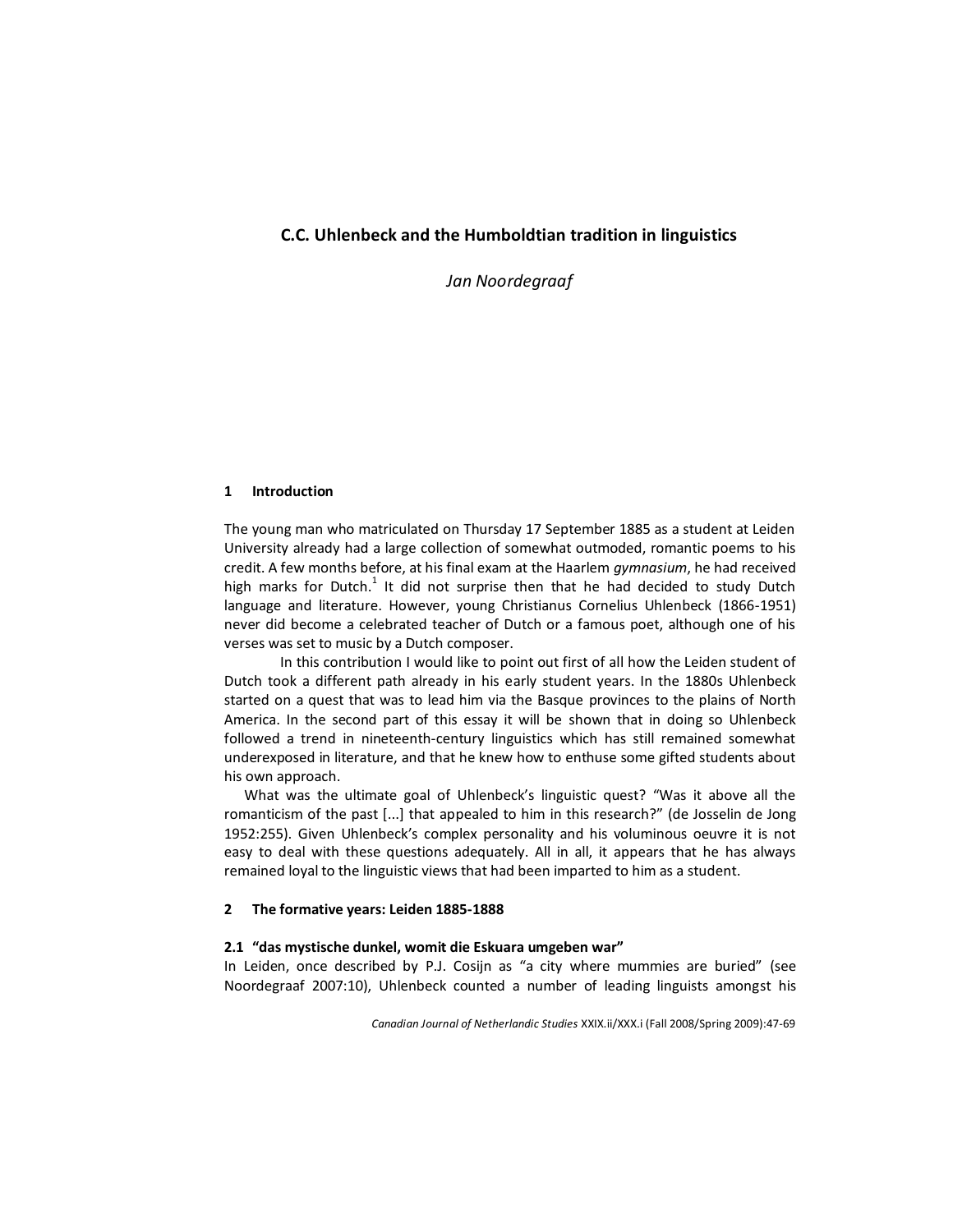# C.C. Uhlenbeck and the Humboldtian tradition in linguistics

*Jan Noordegraaf*

## 1 Introduction

The young man who matriculated on Thursday 17 September 1885 as a student at Leiden University already had a large collection of somewhat outmoded, romantic poems to his credit. A few months before, at his final exam at the Haarlem *gymnasium*, he had received high marks for Dutch.[1] It did not surprise then that he had decided to study Dutch language and literature. However, young Christianus Cornelius Uhlenbeck (1866-1951) never did become a celebrated teacher of Dutch or a famous poet, although one of his verses was set to music by a Dutch composer.

In this contribution I would like to point out first of all how the Leiden student of Dutch took a different path already in his early student years. In the 1880s Uhlenbeck started on a quest that was to lead him via the Basque provinces to the plains of North America. In the second part of this essay it will be shown that in doing so Uhlenbeck followed a trend in nineteenth-century linguistics which has still remained somewhat underexposed in literature, and that he knew how to enthuse some gifted students about his own approach.

What was the ultimate goal of Uhlenbeck's linguistic quest? "Was it above all the romanticism of the past [...] that appealed to him in this research?" (de Josselin de Jong 1952:255). Given Uhlenbeck's complex personality and his voluminous oeuvre it is not easy to deal with these questions adequately. All in all, it appears that he has always remained loyal to the linguistic views that had been imparted to him as a student.

## 2 The formative years: Leiden 1885-1888

### 2.1 "das mystische dunkel, womit die Eskuara umgeben war"

In Leiden, once described by P.J. Cosijn as "a city where mummies are buried" (see Noordegraaf 2007:10), Uhlenbeck counted a number of leading linguists amongst his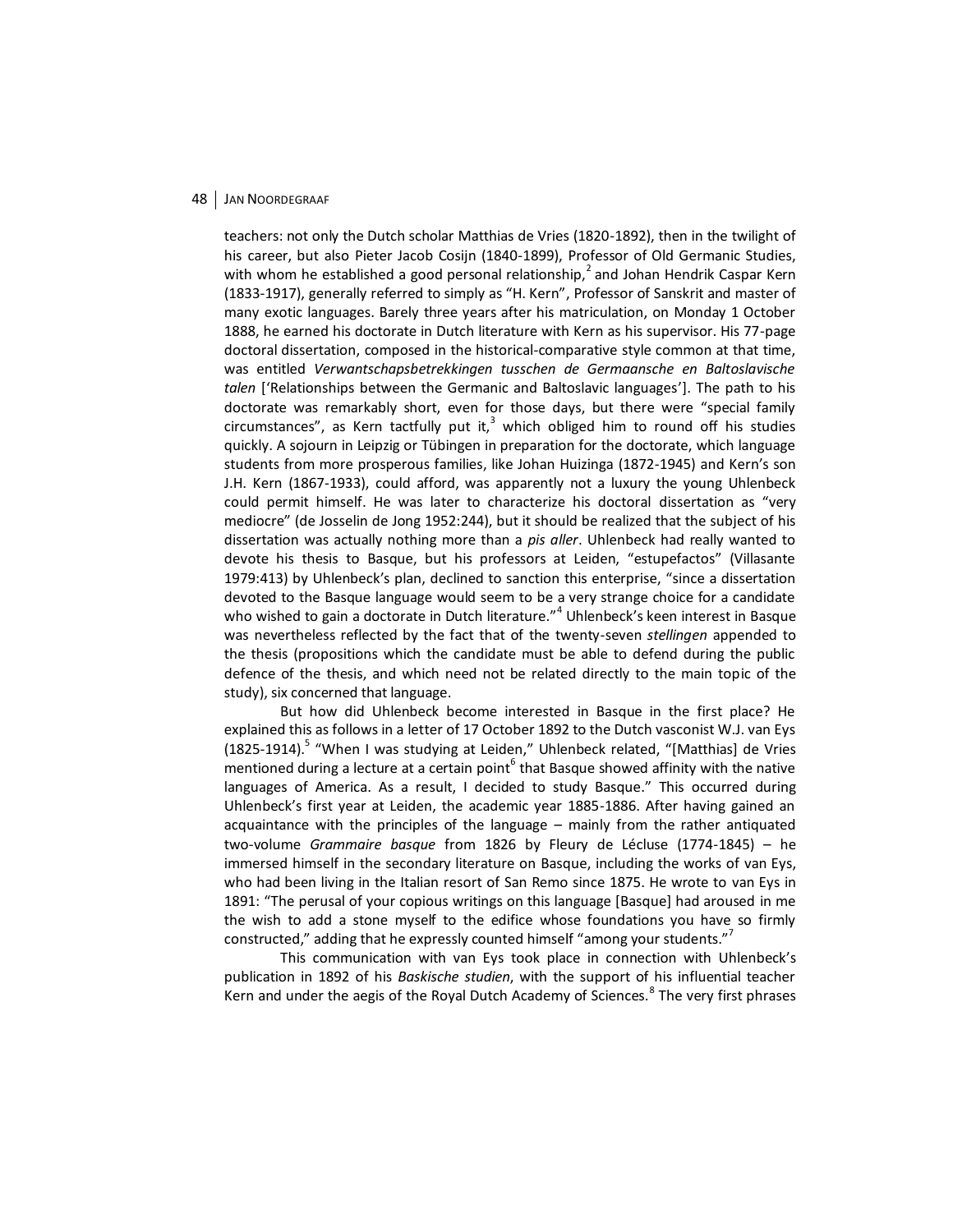teachers: not only the Dutch scholar Matthias de Vries (1820-1892), then in the twilight of his career, but also Pieter Jacob Cosijn (1840-1899), Professor of Old Germanic Studies, with whom he established a good personal relationship,[2] and Johan Hendrik Caspar Kern (1833-1917), generally referred to simply as "H. Kern", Professor of Sanskrit and master of many exotic languages. Barely three years after his matriculation, on Monday 1 October 1888, he earned his doctorate in Dutch literature with Kern as his supervisor. His 77-page doctoral dissertation, composed in the historical-comparative style common at that time, was entitled *Verwantschapsbetrekkingen tusschen de Germaansche en Baltoslavische talen* ['Relationships between the Germanic and Baltoslavic languages']. The path to his doctorate was remarkably short, even for those days, but there were "special family circumstances", as Kern tactfully put it,[3] which obliged him to round off his studies quickly. A sojourn in Leipzig or Tübingen in preparation for the doctorate, which language students from more prosperous families, like Johan Huizinga (1872-1945) and Kern's son J.H. Kern (1867-1933), could afford, was apparently not a luxury the young Uhlenbeck could permit himself. He was later to characterize his doctoral dissertation as "very mediocre" (de Josselin de Jong 1952:244), but it should be realized that the subject of his dissertation was actually nothing more than a *pis aller*. Uhlenbeck had really wanted to devote his thesis to Basque, but his professors at Leiden, "estupefactos" (Villasante 1979:413) by Uhlenbeck's plan, declined to sanction this enterprise, "since a dissertation devoted to the Basque language would seem to be a very strange choice for a candidate who wished to gain a doctorate in Dutch literature."[4] Uhlenbeck's keen interest in Basque was nevertheless reflected by the fact that of the twenty-seven *stellingen* appended to the thesis (propositions which the candidate must be able to defend during the public defence of the thesis, and which need not be related directly to the main topic of the study), six concerned that language.

But how did Uhlenbeck become interested in Basque in the first place? He explained this as follows in a letter of 17 October 1892 to the Dutch vasconist W.J. van Eys (1825-1914).[5] "When I was studying at Leiden," Uhlenbeck related, "[Matthias] de Vries mentioned during a lecture at a certain point[6] that Basque showed affinity with the native languages of America. As a result, I decided to study Basque." This occurred during Uhlenbeck's first year at Leiden, the academic year 1885-1886. After having gained an acquaintance with the principles of the language – mainly from the rather antiquated two-volume *Grammaire basque* from 1826 by Fleury de Lécluse (1774-1845) – he immersed himself in the secondary literature on Basque, including the works of van Eys, who had been living in the Italian resort of San Remo since 1875. He wrote to van Eys in 1891: "The perusal of your copious writings on this language [Basque] had aroused in me the wish to add a stone myself to the edifice whose foundations you have so firmly constructed," adding that he expressly counted himself "among your students."[7]

This communication with van Eys took place in connection with Uhlenbeck's publication in 1892 of his *Baskische studien*, with the support of his influential teacher Kern and under the aegis of the Royal Dutch Academy of Sciences.[8] The very first phrases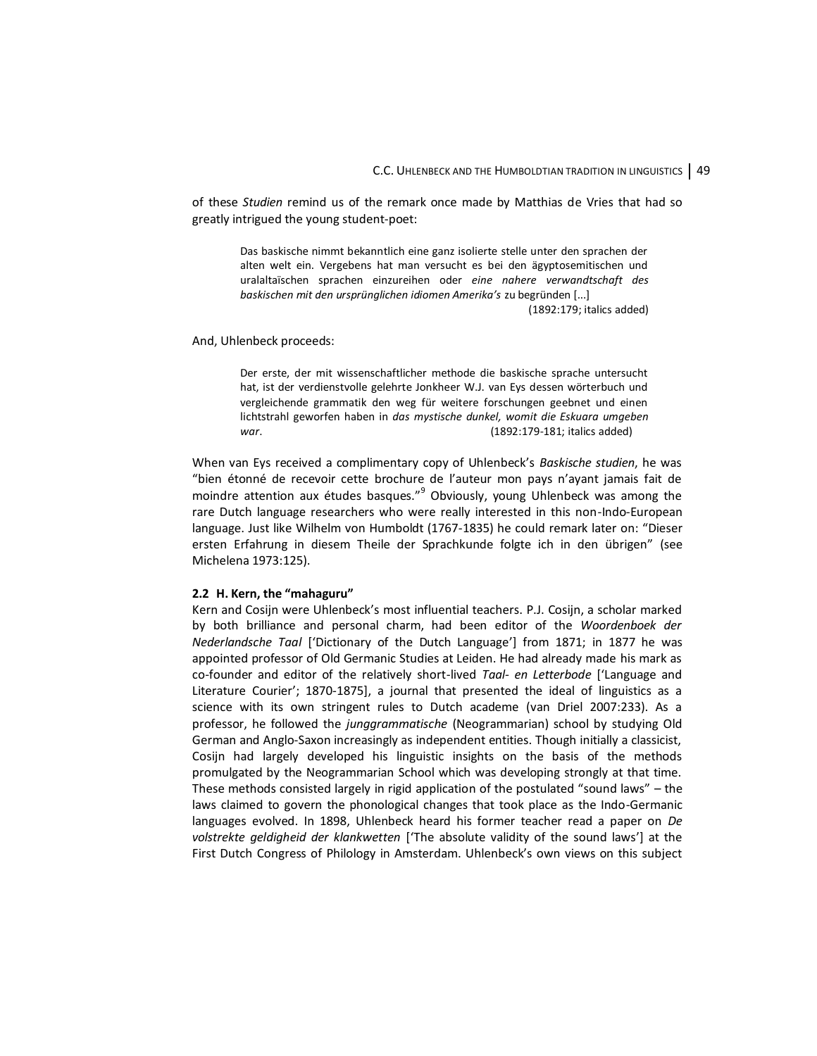of these *Studien* remind us of the remark once made by Matthias de Vries that had so greatly intrigued the young student-poet:

> Das baskische nimmt bekanntlich eine ganz isolierte stelle unter den sprachen der alten welt ein. Vergebens hat man versucht es bei den ägyptosemitischen und uralaltaïschen sprachen einzureihen oder *eine nahere verwandtschaft des baskischen mit den ursprünglichen idiomen Amerika's* zu begründen [...]
>
> (1892:179; italics added)

And, Uhlenbeck proceeds:

> Der erste, der mit wissenschaftlicher methode die baskische sprache untersucht hat, ist der verdienstvolle gelehrte Jonkheer W.J. van Eys dessen wörterbuch und vergleichende grammatik den weg für weitere forschungen geebnet und einen lichtstrahl geworfen haben in *das mystische dunkel, womit die Eskuara umgeben war*. (1892:179-181; italics added)

When van Eys received a complimentary copy of Uhlenbeck's *Baskische studien*, he was "bien étonné de recevoir cette brochure de l'auteur mon pays n'ayant jamais fait de moindre attention aux études basques."[9] Obviously, young Uhlenbeck was among the rare Dutch language researchers who were really interested in this non-Indo-European language. Just like Wilhelm von Humboldt (1767-1835) he could remark later on: "Dieser ersten Erfahrung in diesem Theile der Sprachkunde folgte ich in den übrigen" (see Michelena 1973:125).

### 2.2 H. Kern, the "mahaguru"

Kern and Cosijn were Uhlenbeck's most influential teachers. P.J. Cosijn, a scholar marked by both brilliance and personal charm, had been editor of the *Woordenboek der Nederlandsche Taal* ['Dictionary of the Dutch Language'] from 1871; in 1877 he was appointed professor of Old Germanic Studies at Leiden. He had already made his mark as co-founder and editor of the relatively short-lived *Taal- en Letterbode* ['Language and Literature Courier'; 1870-1875], a journal that presented the ideal of linguistics as a science with its own stringent rules to Dutch academe (van Driel 2007:233). As a professor, he followed the *junggrammatische* (Neogrammarian) school by studying Old German and Anglo-Saxon increasingly as independent entities. Though initially a classicist, Cosijn had largely developed his linguistic insights on the basis of the methods promulgated by the Neogrammarian School which was developing strongly at that time. These methods consisted largely in rigid application of the postulated "sound laws" – the laws claimed to govern the phonological changes that took place as the Indo-Germanic languages evolved. In 1898, Uhlenbeck heard his former teacher read a paper on *De volstrekte geldigheid der klankwetten* ['The absolute validity of the sound laws'] at the First Dutch Congress of Philology in Amsterdam. Uhlenbeck's own views on this subject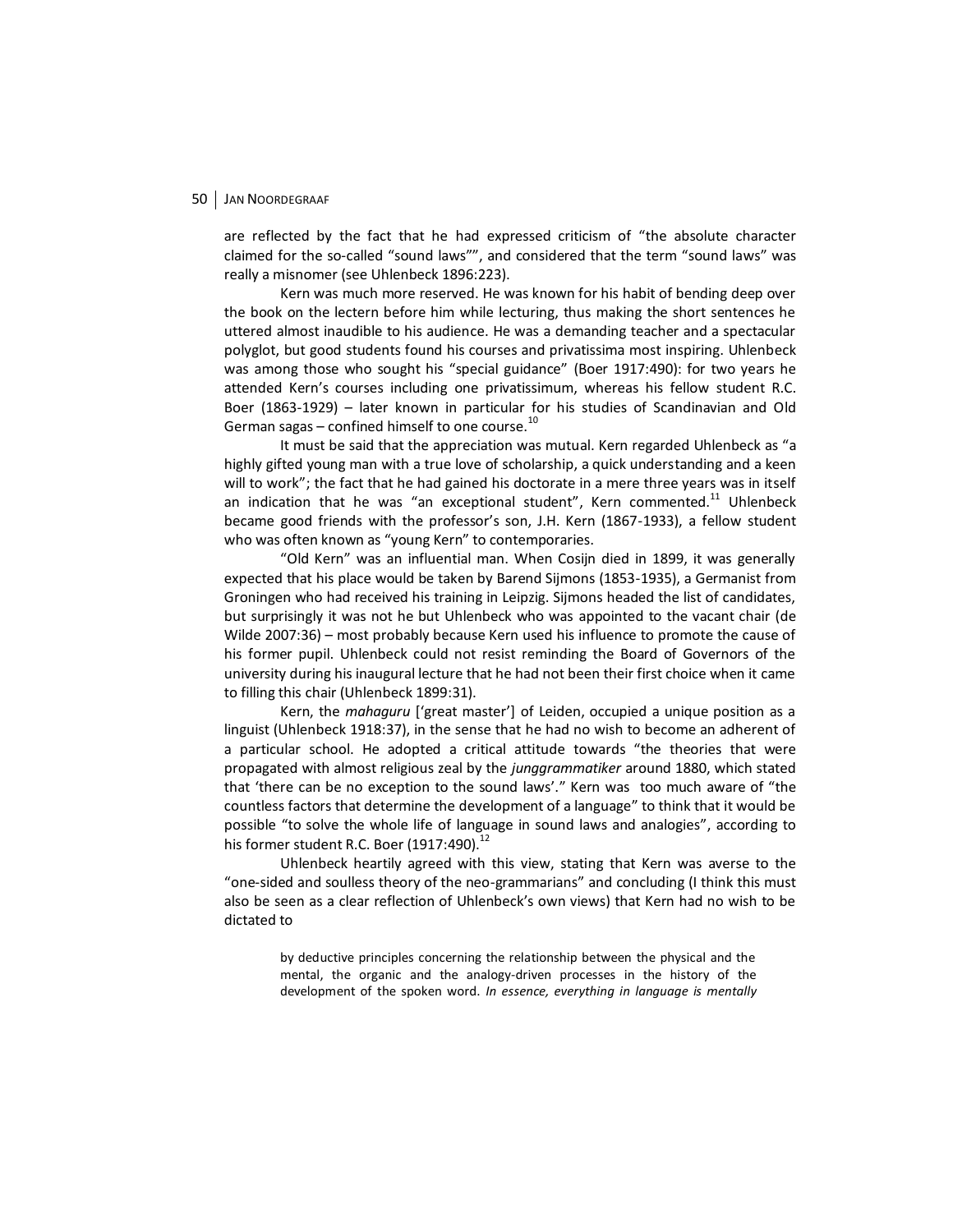are reflected by the fact that he had expressed criticism of "the absolute character claimed for the so-called "sound laws"", and considered that the term "sound laws" was really a misnomer (see Uhlenbeck 1896:223).

Kern was much more reserved. He was known for his habit of bending deep over the book on the lectern before him while lecturing, thus making the short sentences he uttered almost inaudible to his audience. He was a demanding teacher and a spectacular polyglot, but good students found his courses and privatissima most inspiring. Uhlenbeck was among those who sought his "special guidance" (Boer 1917:490): for two years he attended Kern's courses including one privatissimum, whereas his fellow student R.C. Boer (1863-1929) – later known in particular for his studies of Scandinavian and Old German sagas – confined himself to one course.[10]

It must be said that the appreciation was mutual. Kern regarded Uhlenbeck as "a highly gifted young man with a true love of scholarship, a quick understanding and a keen will to work"; the fact that he had gained his doctorate in a mere three years was in itself an indication that he was "an exceptional student", Kern commented.[11] Uhlenbeck became good friends with the professor's son, J.H. Kern (1867-1933), a fellow student who was often known as "young Kern" to contemporaries.

"Old Kern" was an influential man. When Cosijn died in 1899, it was generally expected that his place would be taken by Barend Sijmons (1853-1935), a Germanist from Groningen who had received his training in Leipzig. Sijmons headed the list of candidates, but surprisingly it was not he but Uhlenbeck who was appointed to the vacant chair (de Wilde 2007:36) – most probably because Kern used his influence to promote the cause of his former pupil. Uhlenbeck could not resist reminding the Board of Governors of the university during his inaugural lecture that he had not been their first choice when it came to filling this chair (Uhlenbeck 1899:31).

Kern, the *mahaguru* ['great master'] of Leiden, occupied a unique position as a linguist (Uhlenbeck 1918:37), in the sense that he had no wish to become an adherent of a particular school. He adopted a critical attitude towards "the theories that were propagated with almost religious zeal by the *junggrammatiker* around 1880, which stated that 'there can be no exception to the sound laws'." Kern was too much aware of "the countless factors that determine the development of a language" to think that it would be possible "to solve the whole life of language in sound laws and analogies", according to his former student R.C. Boer (1917:490).[12]

Uhlenbeck heartily agreed with this view, stating that Kern was averse to the "one-sided and soulless theory of the neo-grammarians" and concluding (I think this must also be seen as a clear reflection of Uhlenbeck's own views) that Kern had no wish to be dictated to

> by deductive principles concerning the relationship between the physical and the mental, the organic and the analogy-driven processes in the history of the development of the spoken word. *In essence, everything in language is mentally*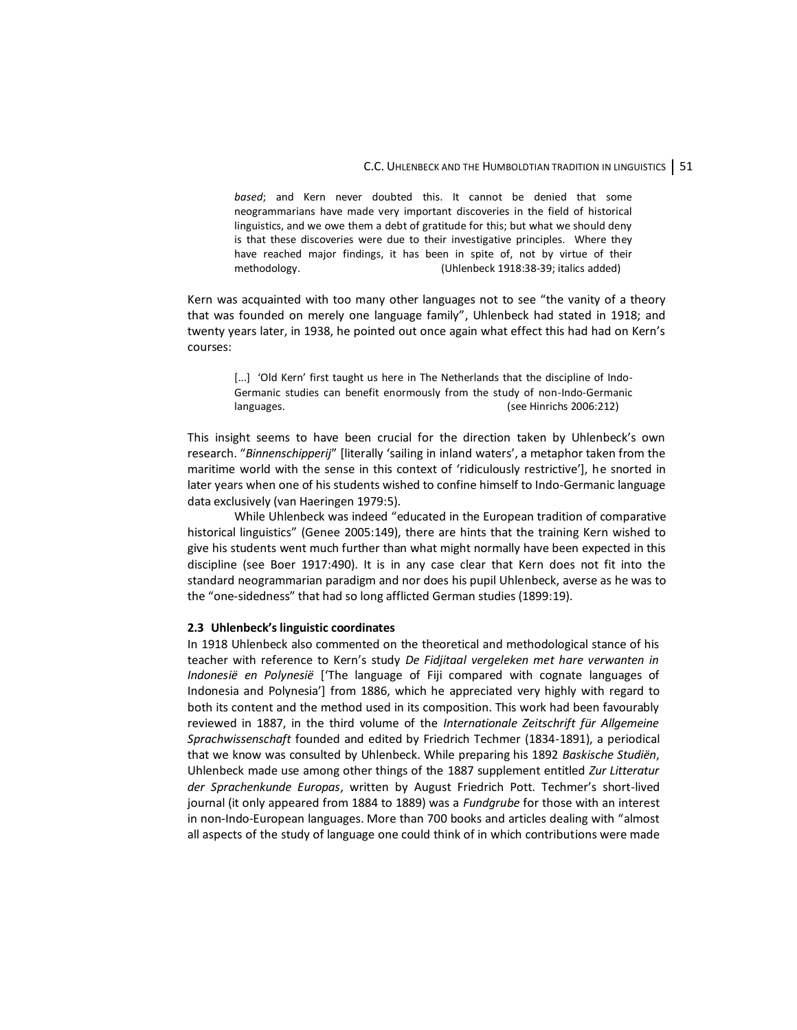> *based*; and Kern never doubted this. It cannot be denied that some neogrammarians have made very important discoveries in the field of historical linguistics, and we owe them a debt of gratitude for this; but what we should deny is that these discoveries were due to their investigative principles. Where they have reached major findings, it has been in spite of, not by virtue of their methodology. (Uhlenbeck 1918:38-39; italics added)

Kern was acquainted with too many other languages not to see "the vanity of a theory that was founded on merely one language family", Uhlenbeck had stated in 1918; and twenty years later, in 1938, he pointed out once again what effect this had had on Kern's courses:

> [...] 'Old Kern' first taught us here in The Netherlands that the discipline of Indo-Germanic studies can benefit enormously from the study of non-Indo-Germanic languages. (see Hinrichs 2006:212)

This insight seems to have been crucial for the direction taken by Uhlenbeck's own research. "*Binnenschipperij*" [literally 'sailing in inland waters', a metaphor taken from the maritime world with the sense in this context of 'ridiculously restrictive'], he snorted in later years when one of his students wished to confine himself to Indo-Germanic language data exclusively (van Haeringen 1979:5).

While Uhlenbeck was indeed "educated in the European tradition of comparative historical linguistics" (Genee 2005:149), there are hints that the training Kern wished to give his students went much further than what might normally have been expected in this discipline (see Boer 1917:490). It is in any case clear that Kern does not fit into the standard neogrammarian paradigm and nor does his pupil Uhlenbeck, averse as he was to the "one-sidedness" that had so long afflicted German studies (1899:19).

### 2.3 Uhlenbeck's linguistic coordinates

In 1918 Uhlenbeck also commented on the theoretical and methodological stance of his teacher with reference to Kern's study *De Fidjitaal vergeleken met hare verwanten in Indonesië en Polynesië* ['The language of Fiji compared with cognate languages of Indonesia and Polynesia'] from 1886, which he appreciated very highly with regard to both its content and the method used in its composition. This work had been favourably reviewed in 1887, in the third volume of the *Internationale Zeitschrift für Allgemeine Sprachwissenschaft* founded and edited by Friedrich Techmer (1834-1891), a periodical that we know was consulted by Uhlenbeck. While preparing his 1892 *Baskische Studiën*, Uhlenbeck made use among other things of the 1887 supplement entitled *Zur Litteratur der Sprachenkunde Europas*, written by August Friedrich Pott. Techmer's short-lived journal (it only appeared from 1884 to 1889) was a *Fundgrube* for those with an interest in non-Indo-European languages. More than 700 books and articles dealing with "almost all aspects of the study of language one could think of in which contributions were made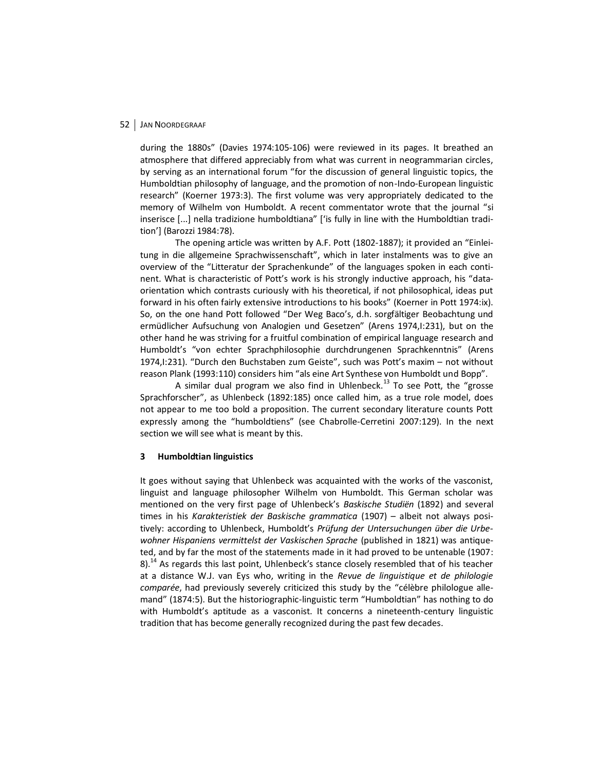during the 1880s" (Davies 1974:105-106) were reviewed in its pages. It breathed an atmosphere that differed appreciably from what was current in neogrammarian circles, by serving as an international forum "for the discussion of general linguistic topics, the Humboldtian philosophy of language, and the promotion of non-Indo-European linguistic research" (Koerner 1973:3). The first volume was very appropriately dedicated to the memory of Wilhelm von Humboldt. A recent commentator wrote that the journal "si inserisce [...] nella tradizione humboldtiana" ['is fully in line with the Humboldtian tradition'] (Barozzi 1984:78).

The opening article was written by A.F. Pott (1802-1887); it provided an "Einleitung in die allgemeine Sprachwissenschaft", which in later instalments was to give an overview of the "Litteratur der Sprachenkunde" of the languages spoken in each continent. What is characteristic of Pott's work is his strongly inductive approach, his "data-orientation which contrasts curiously with his theoretical, if not philosophical, ideas put forward in his often fairly extensive introductions to his books" (Koerner in Pott 1974:ix). So, on the one hand Pott followed "Der Weg Baco's, d.h. sorgfältiger Beobachtung und ermüdlicher Aufsuchung von Analogien und Gesetzen" (Arens 1974,I:231), but on the other hand he was striving for a fruitful combination of empirical language research and Humboldt's "von echter Sprachphilosophie durchdrungenen Sprachkenntnis" (Arens 1974,I:231). "Durch den Buchstaben zum Geiste", such was Pott's maxim – not without reason Plank (1993:110) considers him "als eine Art Synthese von Humboldt und Bopp".

A similar dual program we also find in Uhlenbeck.[13] To see Pott, the "grosse Sprachforscher", as Uhlenbeck (1892:185) once called him, as a true role model, does not appear to me too bold a proposition. The current secondary literature counts Pott expressly among the "humboldtiens" (see Chabrolle-Cerretini 2007:129). In the next section we will see what is meant by this.

## 3 Humboldtian linguistics

It goes without saying that Uhlenbeck was acquainted with the works of the vasconist, linguist and language philosopher Wilhelm von Humboldt. This German scholar was mentioned on the very first page of Uhlenbeck's *Baskische Studiën* (1892) and several times in his *Karakteristiek der Baskische grammatica* (1907) – albeit not always positively: according to Uhlenbeck, Humboldt's *Prüfung der Untersuchungen über die Urbewohner Hispaniens vermittelst der Vaskischen Sprache* (published in 1821) was antiqueted, and by far the most of the statements made in it had proved to be untenable (1907: 8).[14] As regards this last point, Uhlenbeck's stance closely resembled that of his teacher at a distance W.J. van Eys who, writing in the *Revue de linguistique et de philologie comparée*, had previously severely criticized this study by the "célèbre philologue allemand" (1874:5). But the historiographic-linguistic term "Humboldtian" has nothing to do with Humboldt's aptitude as a vasconist. It concerns a nineteenth-century linguistic tradition that has become generally recognized during the past few decades.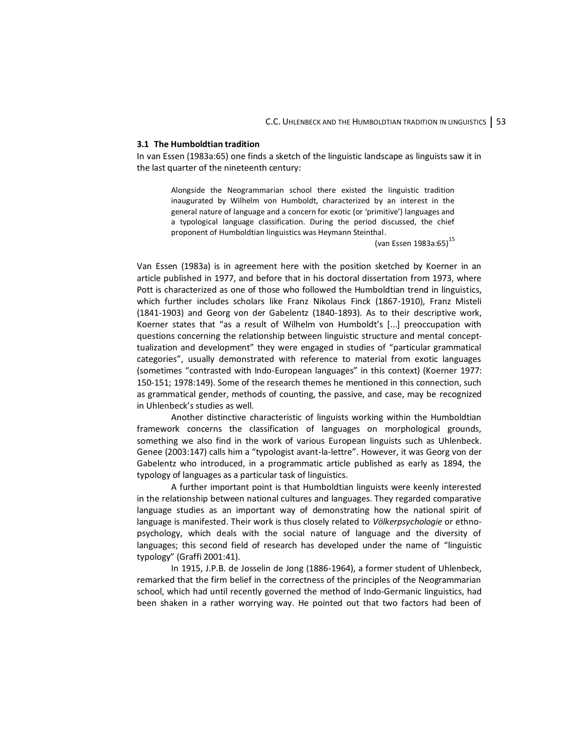### 3.1 The Humboldtian tradition

In van Essen (1983a:65) one finds a sketch of the linguistic landscape as linguists saw it in the last quarter of the nineteenth century:

> Alongside the Neogrammarian school there existed the linguistic tradition inaugurated by Wilhelm von Humboldt, characterized by an interest in the general nature of language and a concern for exotic (or 'primitive') languages and a typological language classification. During the period discussed, the chief proponent of Humboldtian linguistics was Heymann Steinthal.
>
> (van Essen 1983a:65)[15]

Van Essen (1983a) is in agreement here with the position sketched by Koerner in an article published in 1977, and before that in his doctoral dissertation from 1973, where Pott is characterized as one of those who followed the Humboldtian trend in linguistics, which further includes scholars like Franz Nikolaus Finck (1867-1910), Franz Misteli (1841-1903) and Georg von der Gabelentz (1840-1893). As to their descriptive work, Koerner states that "as a result of Wilhelm von Humboldt's [...] preoccupation with questions concerning the relationship between linguistic structure and mental concept-tualization and development" they were engaged in studies of "particular grammatical categories", usually demonstrated with reference to material from exotic languages (sometimes "contrasted with Indo-European languages" in this context) (Koerner 1977: 150-151; 1978:149). Some of the research themes he mentioned in this connection, such as grammatical gender, methods of counting, the passive, and case, may be recognized in Uhlenbeck's studies as well.

Another distinctive characteristic of linguists working within the Humboldtian framework concerns the classification of languages on morphological grounds, something we also find in the work of various European linguists such as Uhlenbeck. Genee (2003:147) calls him a "typologist avant-la-lettre". However, it was Georg von der Gabelentz who introduced, in a programmatic article published as early as 1894, the typology of languages as a particular task of linguistics.

A further important point is that Humboldtian linguists were keenly interested in the relationship between national cultures and languages. They regarded comparative language studies as an important way of demonstrating how the national spirit of language is manifested. Their work is thus closely related to *Völkerpsychologie* or ethno-psychology, which deals with the social nature of language and the diversity of languages; this second field of research has developed under the name of "linguistic typology" (Graffi 2001:41).

In 1915, J.P.B. de Josselin de Jong (1886-1964), a former student of Uhlenbeck, remarked that the firm belief in the correctness of the principles of the Neogrammarian school, which had until recently governed the method of Indo-Germanic linguistics, had been shaken in a rather worrying way. He pointed out that two factors had been of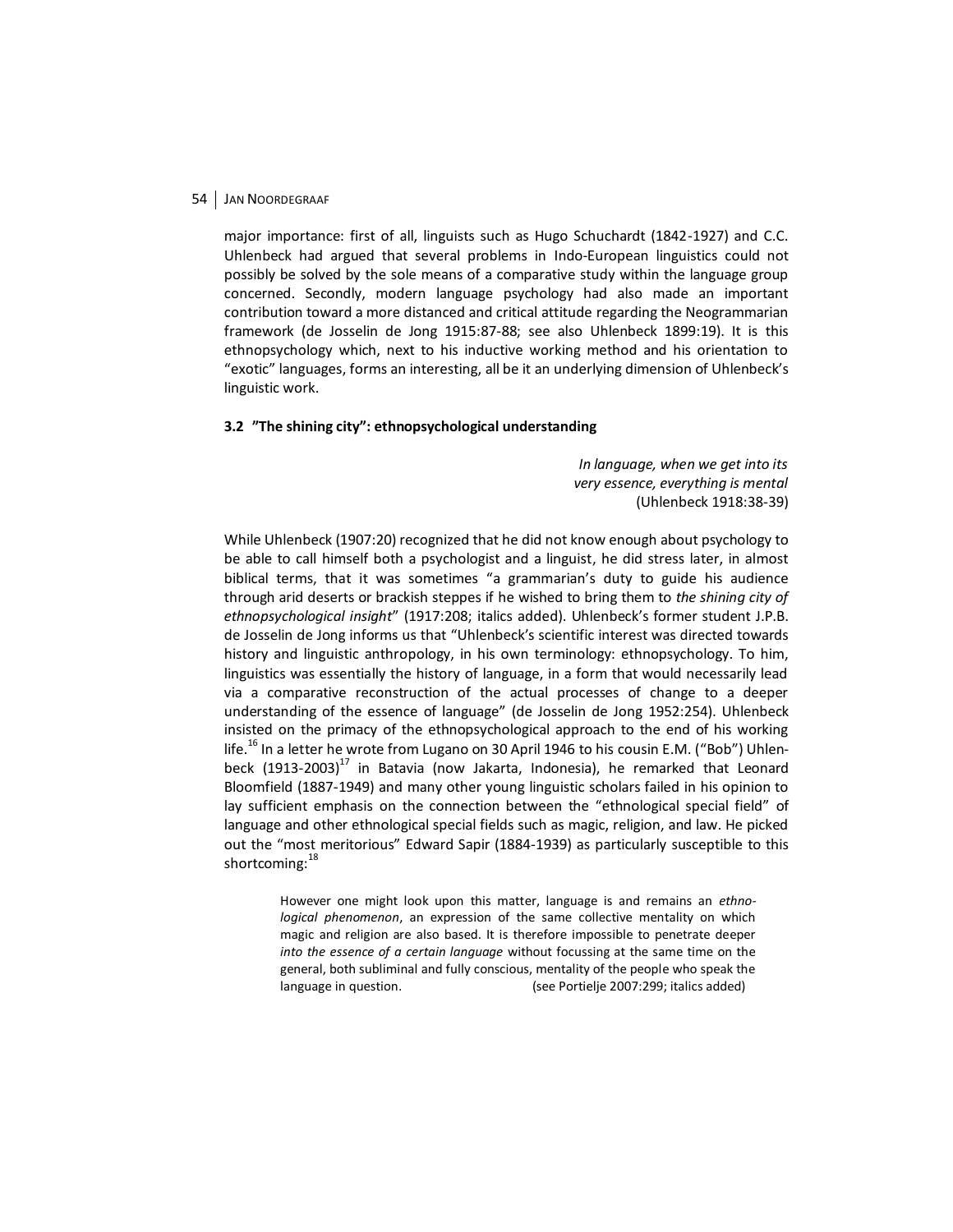major importance: first of all, linguists such as Hugo Schuchardt (1842-1927) and C.C. Uhlenbeck had argued that several problems in Indo-European linguistics could not possibly be solved by the sole means of a comparative study within the language group concerned. Secondly, modern language psychology had also made an important contribution toward a more distanced and critical attitude regarding the Neogrammarian framework (de Josselin de Jong 1915:87-88; see also Uhlenbeck 1899:19). It is this ethnopsychology which, next to his inductive working method and his orientation to "exotic" languages, forms an interesting, all be it an underlying dimension of Uhlenbeck's linguistic work.

### 3.2 "The shining city": ethnopsychological understanding

*In language, when we get into its very essence, everything is mental*
(Uhlenbeck 1918:38-39)

While Uhlenbeck (1907:20) recognized that he did not know enough about psychology to be able to call himself both a psychologist and a linguist, he did stress later, in almost biblical terms, that it was sometimes "a grammarian's duty to guide his audience through arid deserts or brackish steppes if he wished to bring them to *the shining city of ethnopsychological insight*" (1917:208; italics added). Uhlenbeck's former student J.P.B. de Josselin de Jong informs us that "Uhlenbeck's scientific interest was directed towards history and linguistic anthropology, in his own terminology: ethnopsychology. To him, linguistics was essentially the history of language, in a form that would necessarily lead via a comparative reconstruction of the actual processes of change to a deeper understanding of the essence of language" (de Josselin de Jong 1952:254). Uhlenbeck insisted on the primacy of the ethnopsychological approach to the end of his working life.[16] In a letter he wrote from Lugano on 30 April 1946 to his cousin E.M. ("Bob") Uhlenbeck (1913-2003)[17] in Batavia (now Jakarta, Indonesia), he remarked that Leonard Bloomfield (1887-1949) and many other young linguistic scholars failed in his opinion to lay sufficient emphasis on the connection between the "ethnological special field" of language and other ethnological special fields such as magic, religion, and law. He picked out the "most meritorious" Edward Sapir (1884-1939) as particularly susceptible to this shortcoming:[18]

> However one might look upon this matter, language is and remains an *ethnological phenomenon*, an expression of the same collective mentality on which magic and religion are also based. It is therefore impossible to penetrate deeper *into the essence of a certain language* without focussing at the same time on the general, both subliminal and fully conscious, mentality of the people who speak the language in question. (see Portielje 2007:299; italics added)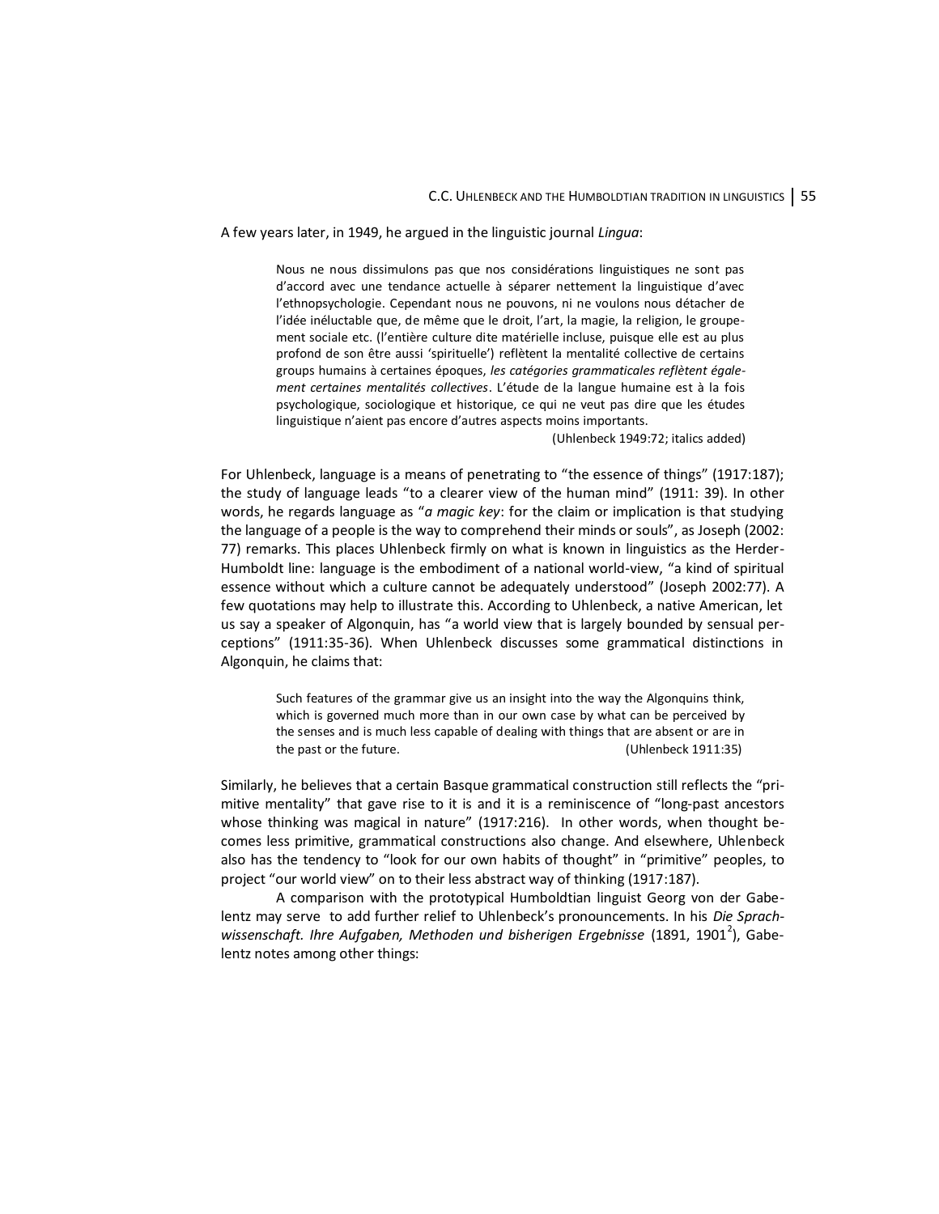A few years later, in 1949, he argued in the linguistic journal *Lingua*:

> Nous ne nous dissimulons pas que nos considérations linguistiques ne sont pas d'accord avec une tendance actuelle à séparer nettement la linguistique d'avec l'ethnopsychologie. Cependant nous ne pouvons, ni ne voulons nous détacher de l'idée inéluctable que, de même que le droit, l'art, la magie, la religion, le groupement sociale etc. (l'entière culture dite matérielle incluse, puisque elle est au plus profond de son être aussi 'spirituelle') reflètent la mentalité collective de certains groups humains à certaines époques, *les catégories grammaticales reflètent également certaines mentalités collectives*. L'étude de la langue humaine est à la fois psychologique, sociologique et historique, ce qui ne veut pas dire que les études linguistique n'aient pas encore d'autres aspects moins importants.
>
> (Uhlenbeck 1949:72; italics added)

For Uhlenbeck, language is a means of penetrating to "the essence of things" (1917:187); the study of language leads "to a clearer view of the human mind" (1911: 39). In other words, he regards language as "*a magic key*: for the claim or implication is that studying the language of a people is the way to comprehend their minds or souls", as Joseph (2002: 77) remarks. This places Uhlenbeck firmly on what is known in linguistics as the Herder-Humboldt line: language is the embodiment of a national world-view, "a kind of spiritual essence without which a culture cannot be adequately understood" (Joseph 2002:77). A few quotations may help to illustrate this. According to Uhlenbeck, a native American, let us say a speaker of Algonquin, has "a world view that is largely bounded by sensual perceptions" (1911:35-36). When Uhlenbeck discusses some grammatical distinctions in Algonquin, he claims that:

> Such features of the grammar give us an insight into the way the Algonquins think, which is governed much more than in our own case by what can be perceived by the senses and is much less capable of dealing with things that are absent or are in the past or the future. (Uhlenbeck 1911:35)

Similarly, he believes that a certain Basque grammatical construction still reflects the "primitive mentality" that gave rise to it is and it is a reminiscence of "long-past ancestors whose thinking was magical in nature" (1917:216). In other words, when thought becomes less primitive, grammatical constructions also change. And elsewhere, Uhlenbeck also has the tendency to "look for our own habits of thought" in "primitive" peoples, to project "our world view" on to their less abstract way of thinking (1917:187).

A comparison with the prototypical Humboldtian linguist Georg von der Gabelentz may serve to add further relief to Uhlenbeck's pronouncements. In his *Die Sprachwissenschaft. Ihre Aufgaben, Methoden und bisherigen Ergebnisse* (1891, 1901[2]), Gabelentz notes among other things: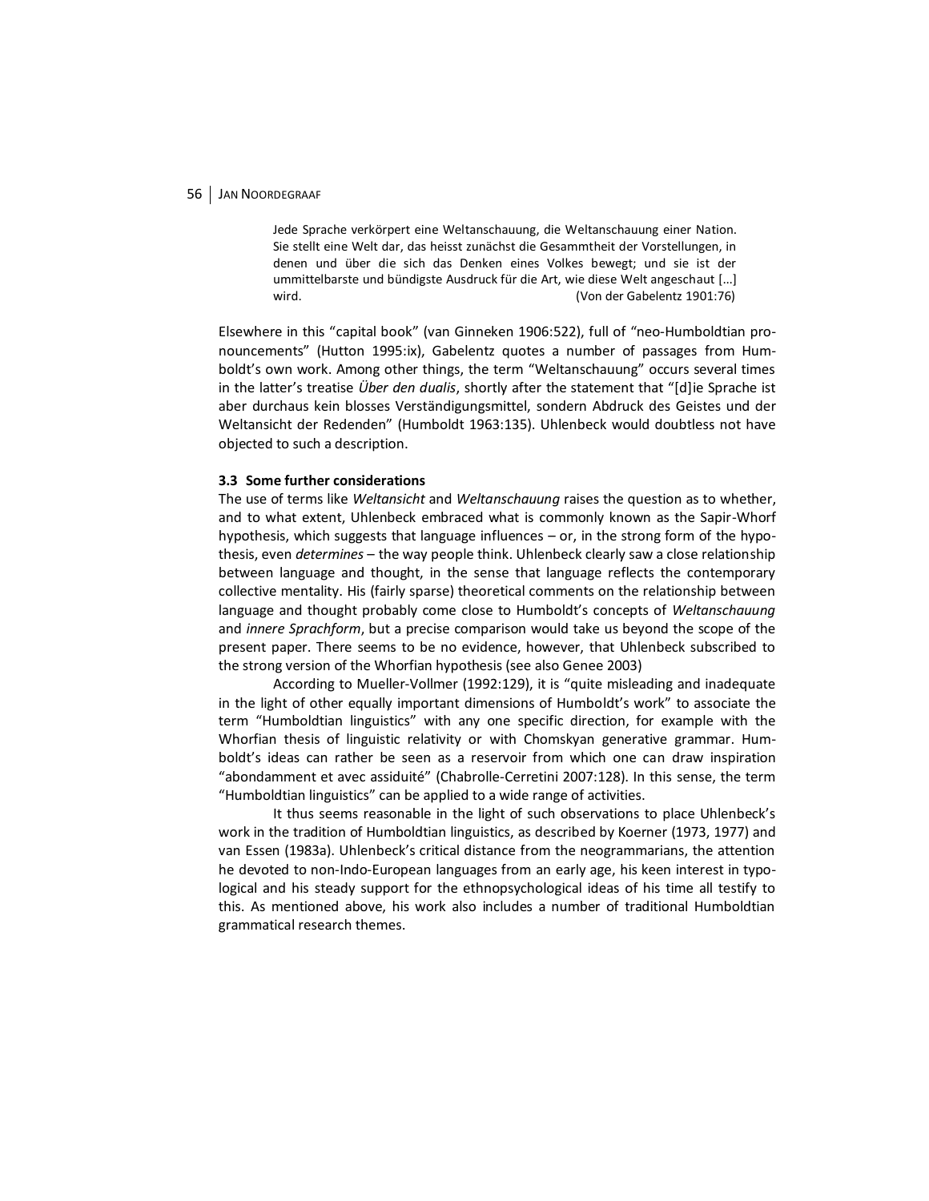> Jede Sprache verkörpert eine Weltanschauung, die Weltanschauung einer Nation. Sie stellt eine Welt dar, das heisst zunächst die Gesammtheit der Vorstellungen, in denen und über die sich das Denken eines Volkes bewegt; und sie ist der ummittelbarste und bündigste Ausdruck für die Art, wie diese Welt angeschaut [...] wird. (Von der Gabelentz 1901:76)

Elsewhere in this "capital book" (van Ginneken 1906:522), full of "neo-Humboldtian pronouncements" (Hutton 1995:ix), Gabelentz quotes a number of passages from Humboldt's own work. Among other things, the term "Weltanschauung" occurs several times in the latter's treatise *Über den dualis*, shortly after the statement that "[d]ie Sprache ist aber durchaus kein blosses Verständigungsmittel, sondern Abdruck des Geistes und der Weltansicht der Redenden" (Humboldt 1963:135). Uhlenbeck would doubtless not have objected to such a description.

### 3.3 Some further considerations

The use of terms like *Weltansicht* and *Weltanschauung* raises the question as to whether, and to what extent, Uhlenbeck embraced what is commonly known as the Sapir-Whorf hypothesis, which suggests that language influences – or, in the strong form of the hypothesis, even *determines* – the way people think. Uhlenbeck clearly saw a close relationship between language and thought, in the sense that language reflects the contemporary collective mentality. His (fairly sparse) theoretical comments on the relationship between language and thought probably come close to Humboldt's concepts of *Weltanschauung* and *innere Sprachform*, but a precise comparison would take us beyond the scope of the present paper. There seems to be no evidence, however, that Uhlenbeck subscribed to the strong version of the Whorfian hypothesis (see also Genee 2003)

According to Mueller-Vollmer (1992:129), it is "quite misleading and inadequate in the light of other equally important dimensions of Humboldt's work" to associate the term "Humboldtian linguistics" with any one specific direction, for example with the Whorfian thesis of linguistic relativity or with Chomskyan generative grammar. Humboldt's ideas can rather be seen as a reservoir from which one can draw inspiration "abondamment et avec assiduité" (Chabrolle-Cerretini 2007:128). In this sense, the term "Humboldtian linguistics" can be applied to a wide range of activities.

It thus seems reasonable in the light of such observations to place Uhlenbeck's work in the tradition of Humboldtian linguistics, as described by Koerner (1973, 1977) and van Essen (1983a). Uhlenbeck's critical distance from the neogrammarians, the attention he devoted to non-Indo-European languages from an early age, his keen interest in typological and his steady support for the ethnopsychological ideas of his time all testify to this. As mentioned above, his work also includes a number of traditional Humboldtian grammatical research themes.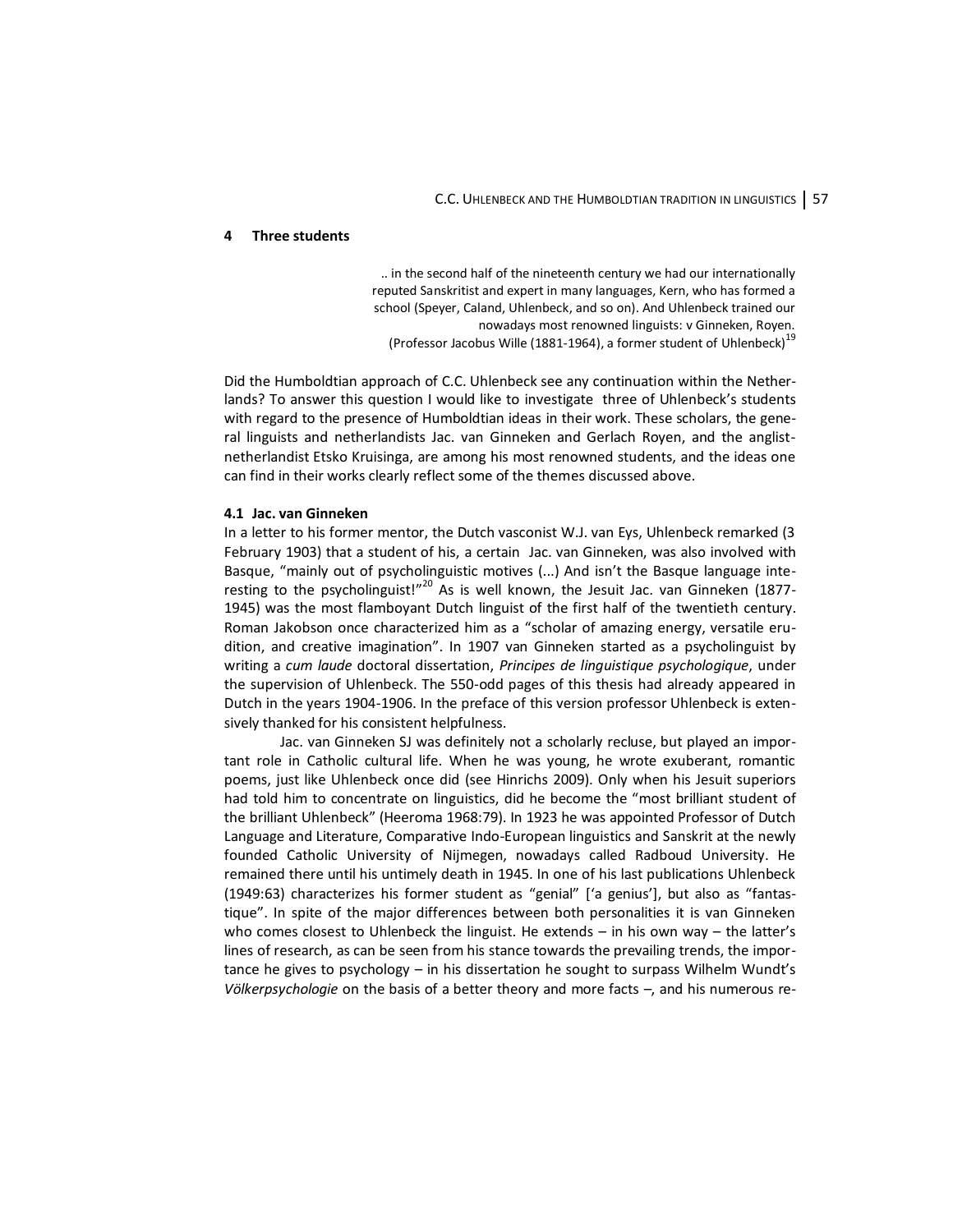## 4 Three students

> .. in the second half of the nineteenth century we had our internationally reputed Sanskritist and expert in many languages, Kern, who has formed a school (Speyer, Caland, Uhlenbeck, and so on). And Uhlenbeck trained our nowadays most renowned linguists: v Ginneken, Royen.
> (Professor Jacobus Wille (1881-1964), a former student of Uhlenbeck)[19]

Did the Humboldtian approach of C.C. Uhlenbeck see any continuation within the Netherlands? To answer this question I would like to investigate three of Uhlenbeck's students with regard to the presence of Humboldtian ideas in their work. These scholars, the general linguists and netherlandists Jac. van Ginneken and Gerlach Royen, and the anglist-netherlandist Etsko Kruisinga, are among his most renowned students, and the ideas one can find in their works clearly reflect some of the themes discussed above.

### 4.1 Jac. van Ginneken

In a letter to his former mentor, the Dutch vasconist W.J. van Eys, Uhlenbeck remarked (3 February 1903) that a student of his, a certain Jac. van Ginneken, was also involved with Basque, "mainly out of psycholinguistic motives (...) And isn't the Basque language interesting to the psycholinguist!"[20] As is well known, the Jesuit Jac. van Ginneken (1877-1945) was the most flamboyant Dutch linguist of the first half of the twentieth century. Roman Jakobson once characterized him as a "scholar of amazing energy, versatile erudition, and creative imagination". In 1907 van Ginneken started as a psycholinguist by writing a *cum laude* doctoral dissertation, *Principes de linguistique psychologique*, under the supervision of Uhlenbeck. The 550-odd pages of this thesis had already appeared in Dutch in the years 1904-1906. In the preface of this version professor Uhlenbeck is extensively thanked for his consistent helpfulness.

Jac. van Ginneken SJ was definitely not a scholarly recluse, but played an important role in Catholic cultural life. When he was young, he wrote exuberant, romantic poems, just like Uhlenbeck once did (see Hinrichs 2009). Only when his Jesuit superiors had told him to concentrate on linguistics, did he become the "most brilliant student of the brilliant Uhlenbeck" (Heeroma 1968:79). In 1923 he was appointed Professor of Dutch Language and Literature, Comparative Indo-European linguistics and Sanskrit at the newly founded Catholic University of Nijmegen, nowadays called Radboud University. He remained there until his untimely death in 1945. In one of his last publications Uhlenbeck (1949:63) characterizes his former student as "genial" ['a genius'], but also as "fantastique". In spite of the major differences between both personalities it is van Ginneken who comes closest to Uhlenbeck the linguist. He extends – in his own way – the latter's lines of research, as can be seen from his stance towards the prevailing trends, the importance he gives to psychology – in his dissertation he sought to surpass Wilhelm Wundt's *Völkerpsychologie* on the basis of a better theory and more facts –, and his numerous re-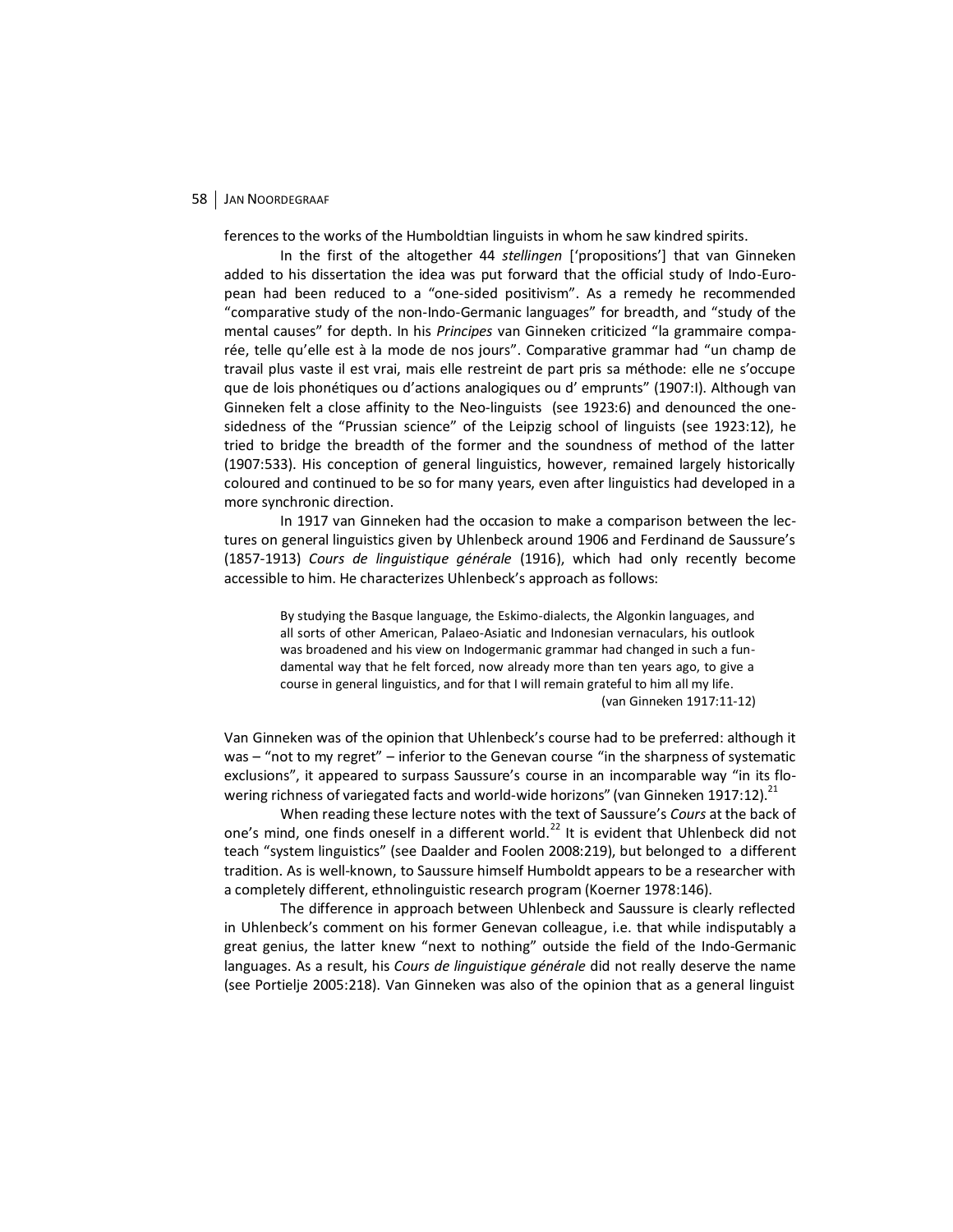ferences to the works of the Humboldtian linguists in whom he saw kindred spirits.

In the first of the altogether 44 *stellingen* ['propositions'] that van Ginneken added to his dissertation the idea was put forward that the official study of Indo-European had been reduced to a "one-sided positivism". As a remedy he recommended "comparative study of the non-Indo-Germanic languages" for breadth, and "study of the mental causes" for depth. In his *Principes* van Ginneken criticized "la grammaire comparée, telle qu'elle est à la mode de nos jours". Comparative grammar had "un champ de travail plus vaste il est vrai, mais elle restreint de part pris sa méthode: elle ne s'occupe que de lois phonétiques ou d'actions analogiques ou d' emprunts" (1907:I). Although van Ginneken felt a close affinity to the Neo-linguists (see 1923:6) and denounced the one-sidedness of the "Prussian science" of the Leipzig school of linguists (see 1923:12), he tried to bridge the breadth of the former and the soundness of method of the latter (1907:533). His conception of general linguistics, however, remained largely historically coloured and continued to be so for many years, even after linguistics had developed in a more synchronic direction.

In 1917 van Ginneken had the occasion to make a comparison between the lectures on general linguistics given by Uhlenbeck around 1906 and Ferdinand de Saussure's (1857-1913) *Cours de linguistique générale* (1916), which had only recently become accessible to him. He characterizes Uhlenbeck's approach as follows:

> By studying the Basque language, the Eskimo-dialects, the Algonkin languages, and all sorts of other American, Palaeo-Asiatic and Indonesian vernaculars, his outlook was broadened and his view on Indogermanic grammar had changed in such a fundamental way that he felt forced, now already more than ten years ago, to give a course in general linguistics, and for that I will remain grateful to him all my life.
> (van Ginneken 1917:11-12)

Van Ginneken was of the opinion that Uhlenbeck's course had to be preferred: although it was – "not to my regret" – inferior to the Genevan course "in the sharpness of systematic exclusions", it appeared to surpass Saussure's course in an incomparable way "in its flowering richness of variegated facts and world-wide horizons" (van Ginneken 1917:12).[21]

When reading these lecture notes with the text of Saussure's *Cours* at the back of one's mind, one finds oneself in a different world.[22] It is evident that Uhlenbeck did not teach "system linguistics" (see Daalder and Foolen 2008:219), but belonged to a different tradition. As is well-known, to Saussure himself Humboldt appears to be a researcher with a completely different, ethnolinguistic research program (Koerner 1978:146).

The difference in approach between Uhlenbeck and Saussure is clearly reflected in Uhlenbeck's comment on his former Genevan colleague, i.e. that while indisputably a great genius, the latter knew "next to nothing" outside the field of the Indo-Germanic languages. As a result, his *Cours de linguistique générale* did not really deserve the name (see Portielje 2005:218). Van Ginneken was also of the opinion that as a general linguist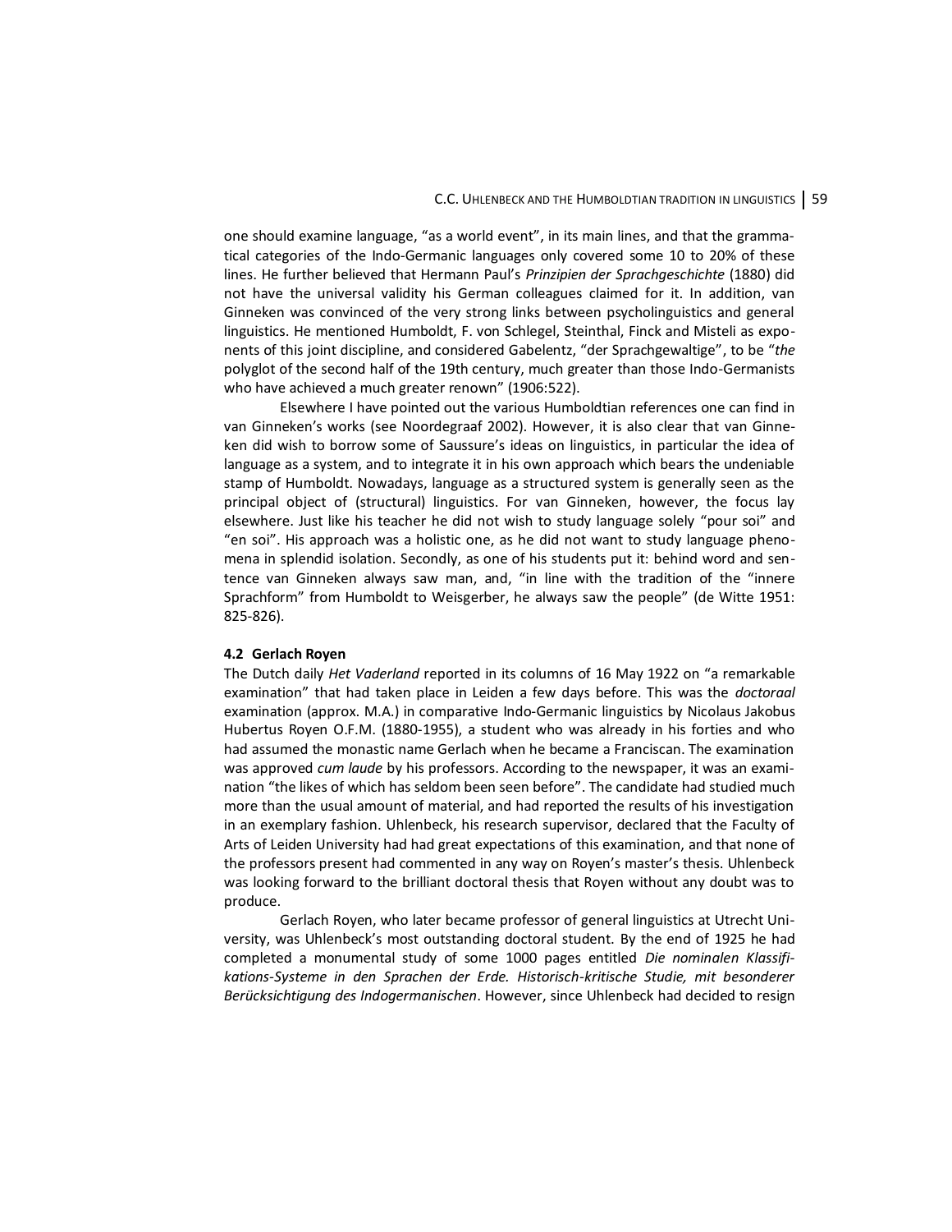one should examine language, "as a world event", in its main lines, and that the grammatical categories of the Indo-Germanic languages only covered some 10 to 20% of these lines. He further believed that Hermann Paul's *Prinzipien der Sprachgeschichte* (1880) did not have the universal validity his German colleagues claimed for it. In addition, van Ginneken was convinced of the very strong links between psycholinguistics and general linguistics. He mentioned Humboldt, F. von Schlegel, Steinthal, Finck and Misteli as exponents of this joint discipline, and considered Gabelentz, "der Sprachgewaltige", to be "*the* polyglot of the second half of the 19th century, much greater than those Indo-Germanists who have achieved a much greater renown" (1906:522).

Elsewhere I have pointed out the various Humboldtian references one can find in van Ginneken's works (see Noordegraaf 2002). However, it is also clear that van Ginneken did wish to borrow some of Saussure's ideas on linguistics, in particular the idea of language as a system, and to integrate it in his own approach which bears the undeniable stamp of Humboldt. Nowadays, language as a structured system is generally seen as the principal object of (structural) linguistics. For van Ginneken, however, the focus lay elsewhere. Just like his teacher he did not wish to study language solely "pour soi" and "en soi". His approach was a holistic one, as he did not want to study language phenomena in splendid isolation. Secondly, as one of his students put it: behind word and sentence van Ginneken always saw man, and, "in line with the tradition of the "innere Sprachform" from Humboldt to Weisgerber, he always saw the people" (de Witte 1951: 825-826).

### 4.2 Gerlach Royen

The Dutch daily *Het Vaderland* reported in its columns of 16 May 1922 on "a remarkable examination" that had taken place in Leiden a few days before. This was the *doctoraal* examination (approx. M.A.) in comparative Indo-Germanic linguistics by Nicolaus Jakobus Hubertus Royen O.F.M. (1880-1955), a student who was already in his forties and who had assumed the monastic name Gerlach when he became a Franciscan. The examination was approved *cum laude* by his professors. According to the newspaper, it was an examination "the likes of which has seldom been seen before". The candidate had studied much more than the usual amount of material, and had reported the results of his investigation in an exemplary fashion. Uhlenbeck, his research supervisor, declared that the Faculty of Arts of Leiden University had had great expectations of this examination, and that none of the professors present had commented in any way on Royen's master's thesis. Uhlenbeck was looking forward to the brilliant doctoral thesis that Royen without any doubt was to produce.

Gerlach Royen, who later became professor of general linguistics at Utrecht University, was Uhlenbeck's most outstanding doctoral student. By the end of 1925 he had completed a monumental study of some 1000 pages entitled *Die nominalen Klassifikations-Systeme in den Sprachen der Erde. Historisch-kritische Studie, mit besonderer Berücksichtigung des Indogermanischen*. However, since Uhlenbeck had decided to resign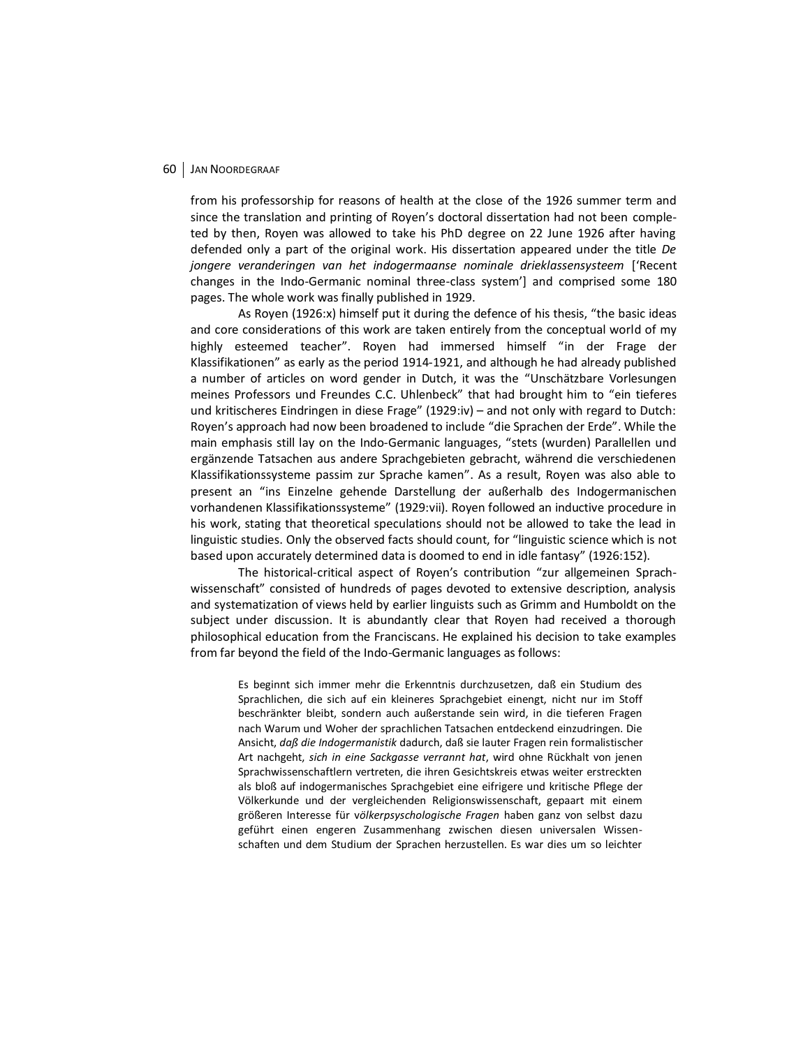from his professorship for reasons of health at the close of the 1926 summer term and since the translation and printing of Royen's doctoral dissertation had not been completed by then, Royen was allowed to take his PhD degree on 22 June 1926 after having defended only a part of the original work. His dissertation appeared under the title *De jongere veranderingen van het indogermaanse nominale drieklassensysteem* ['Recent changes in the Indo-Germanic nominal three-class system'] and comprised some 180 pages. The whole work was finally published in 1929.

As Royen (1926:x) himself put it during the defence of his thesis, "the basic ideas and core considerations of this work are taken entirely from the conceptual world of my highly esteemed teacher". Royen had immersed himself "in der Frage der Klassifikationen" as early as the period 1914-1921, and although he had already published a number of articles on word gender in Dutch, it was the "Unschätzbare Vorlesungen meines Professors und Freundes C.C. Uhlenbeck" that had brought him to "ein tieferes und kritischeres Eindringen in diese Frage" (1929:iv) – and not only with regard to Dutch: Royen's approach had now been broadened to include "die Sprachen der Erde". While the main emphasis still lay on the Indo-Germanic languages, "stets (wurden) Parallellen und ergänzende Tatsachen aus andere Sprachgebieten gebracht, während die verschiedenen Klassifikationssysteme passim zur Sprache kamen". As a result, Royen was also able to present an "ins Einzelne gehende Darstellung der außerhalb des Indogermanischen vorhandenen Klassifikationssysteme" (1929:vii). Royen followed an inductive procedure in his work, stating that theoretical speculations should not be allowed to take the lead in linguistic studies. Only the observed facts should count, for "linguistic science which is not based upon accurately determined data is doomed to end in idle fantasy" (1926:152).

The historical-critical aspect of Royen's contribution "zur allgemeinen Sprachwissenschaft" consisted of hundreds of pages devoted to extensive description, analysis and systematization of views held by earlier linguists such as Grimm and Humboldt on the subject under discussion. It is abundantly clear that Royen had received a thorough philosophical education from the Franciscans. He explained his decision to take examples from far beyond the field of the Indo-Germanic languages as follows:

> Es beginnt sich immer mehr die Erkenntnis durchzusetzen, daß ein Studium des Sprachlichen, die sich auf ein kleineres Sprachgebiet einengt, nicht nur im Stoff beschränkter bleibt, sondern auch außerstande sein wird, in die tieferen Fragen nach Warum und Woher der sprachlichen Tatsachen entdeckend einzudringen. Die Ansicht, *daß die Indogermanistik* dadurch, daß sie lauter Fragen rein formalistischer Art nachgeht, *sich in eine Sackgasse verrannt hat*, wird ohne Rückhalt von jenen Sprachwissenschaftlern vertreten, die ihren Gesichtskreis etwas weiter erstreckten als bloß auf indogermanisches Sprachgebiet eine eifrigere und kritische Pflege der Völkerkunde und der vergleichenden Religionswissenschaft, gepaart mit einem größeren Interesse für *völkerpsychologische Fragen* haben ganz von selbst dazu geführt einen engeren Zusammenhang zwischen diesen universalen Wissenschaften und dem Studium der Sprachen herzustellen. Es war dies um so leichter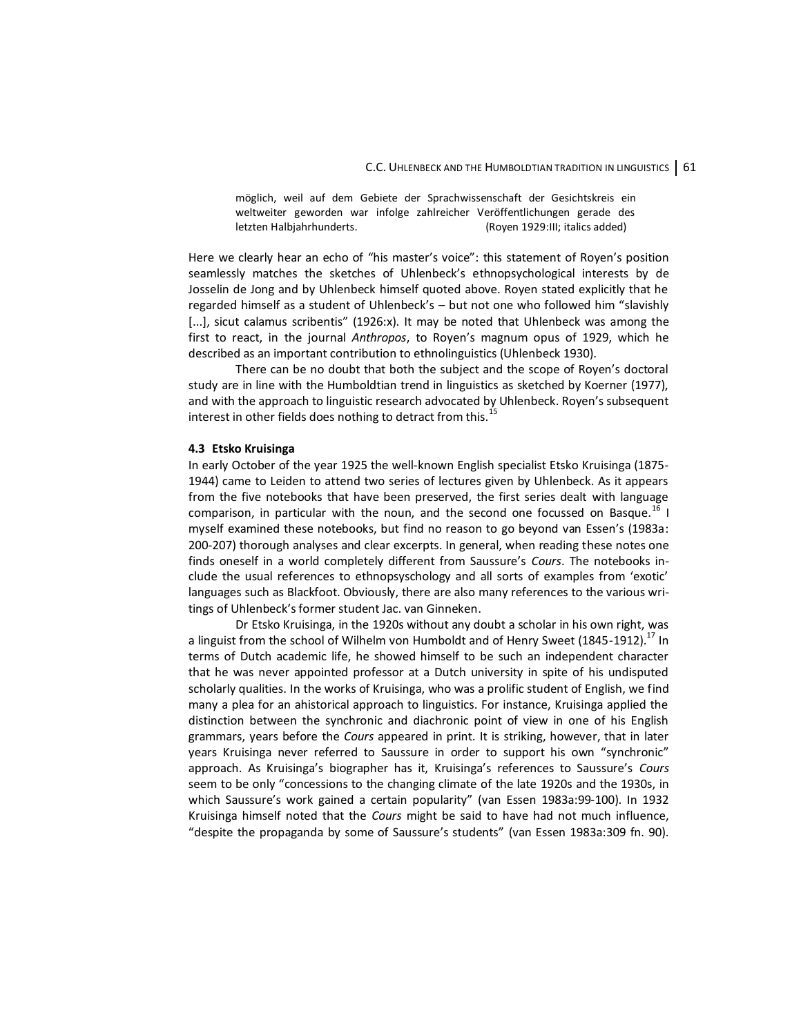> möglich, weil auf dem Gebiete der Sprachwissenschaft der Gesichtskreis ein weltweiter geworden war infolge zahlreicher Veröffentlichungen gerade des letzten Halbjahrhunderts. (Royen 1929:III; italics added)

Here we clearly hear an echo of "his master's voice": this statement of Royen's position seamlessly matches the sketches of Uhlenbeck's ethnopsychological interests by de Josselin de Jong and by Uhlenbeck himself quoted above. Royen stated explicitly that he regarded himself as a student of Uhlenbeck's – but not one who followed him "slavishly [...], sicut calamus scribentis" (1926:x). It may be noted that Uhlenbeck was among the first to react, in the journal *Anthropos*, to Royen's magnum opus of 1929, which he described as an important contribution to ethnolinguistics (Uhlenbeck 1930).

There can be no doubt that both the subject and the scope of Royen's doctoral study are in line with the Humboldtian trend in linguistics as sketched by Koerner (1977), and with the approach to linguistic research advocated by Uhlenbeck. Royen's subsequent interest in other fields does nothing to detract from this.[15]

### 4.3 Etsko Kruisinga

In early October of the year 1925 the well-known English specialist Etsko Kruisinga (1875-1944) came to Leiden to attend two series of lectures given by Uhlenbeck. As it appears from the five notebooks that have been preserved, the first series dealt with language comparison, in particular with the noun, and the second one focussed on Basque.[16] I myself examined these notebooks, but find no reason to go beyond van Essen's (1983a: 200-207) thorough analyses and clear excerpts. In general, when reading these notes one finds oneself in a world completely different from Saussure's *Cours*. The notebooks include the usual references to ethnopsyschology and all sorts of examples from 'exotic' languages such as Blackfoot. Obviously, there are also many references to the various writings of Uhlenbeck's former student Jac. van Ginneken.

Dr Etsko Kruisinga, in the 1920s without any doubt a scholar in his own right, was a linguist from the school of Wilhelm von Humboldt and of Henry Sweet (1845-1912).[17] In terms of Dutch academic life, he showed himself to be such an independent character that he was never appointed professor at a Dutch university in spite of his undisputed scholarly qualities. In the works of Kruisinga, who was a prolific student of English, we find many a plea for an ahistorical approach to linguistics. For instance, Kruisinga applied the distinction between the synchronic and diachronic point of view in one of his English grammars, years before the *Cours* appeared in print. It is striking, however, that in later years Kruisinga never referred to Saussure in order to support his own "synchronic" approach. As Kruisinga's biographer has it, Kruisinga's references to Saussure's *Cours* seem to be only "concessions to the changing climate of the late 1920s and the 1930s, in which Saussure's work gained a certain popularity" (van Essen 1983a:99-100). In 1932 Kruisinga himself noted that the *Cours* might be said to have had not much influence, "despite the propaganda by some of Saussure's students" (van Essen 1983a:309 fn. 90).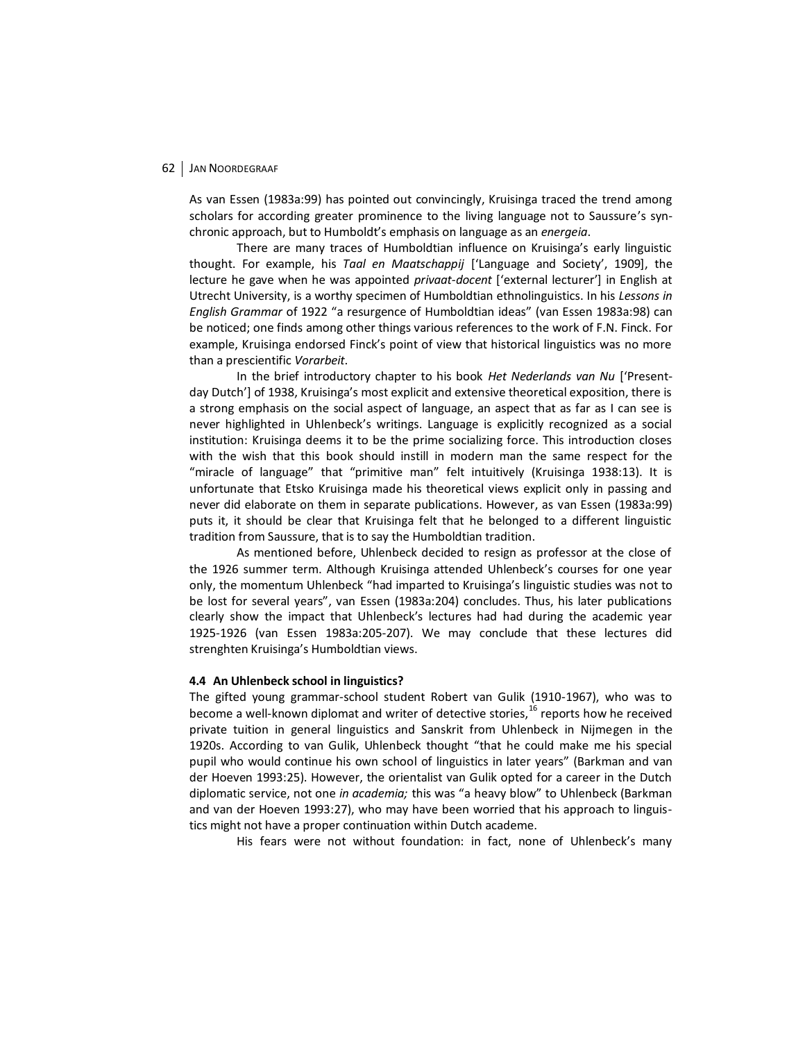As van Essen (1983a:99) has pointed out convincingly, Kruisinga traced the trend among scholars for according greater prominence to the living language not to Saussure's synchronic approach, but to Humboldt's emphasis on language as an *energeia*.

There are many traces of Humboldtian influence on Kruisinga's early linguistic thought. For example, his *Taal en Maatschappij* ['Language and Society', 1909], the lecture he gave when he was appointed *privaat-docent* ['external lecturer'] in English at Utrecht University, is a worthy specimen of Humboldtian ethnolinguistics. In his *Lessons in English Grammar* of 1922 "a resurgence of Humboldtian ideas" (van Essen 1983a:98) can be noticed; one finds among other things various references to the work of F.N. Finck. For example, Kruisinga endorsed Finck's point of view that historical linguistics was no more than a prescientific *Vorarbeit*.

In the brief introductory chapter to his book *Het Nederlands van Nu* ['Present-day Dutch'] of 1938, Kruisinga's most explicit and extensive theoretical exposition, there is a strong emphasis on the social aspect of language, an aspect that as far as I can see is never highlighted in Uhlenbeck's writings. Language is explicitly recognized as a social institution: Kruisinga deems it to be the prime socializing force. This introduction closes with the wish that this book should instill in modern man the same respect for the "miracle of language" that "primitive man" felt intuitively (Kruisinga 1938:13). It is unfortunate that Etsko Kruisinga made his theoretical views explicit only in passing and never did elaborate on them in separate publications. However, as van Essen (1983a:99) puts it, it should be clear that Kruisinga felt that he belonged to a different linguistic tradition from Saussure, that is to say the Humboldtian tradition.

As mentioned before, Uhlenbeck decided to resign as professor at the close of the 1926 summer term. Although Kruisinga attended Uhlenbeck's courses for one year only, the momentum Uhlenbeck "had imparted to Kruisinga's linguistic studies was not to be lost for several years", van Essen (1983a:204) concludes. Thus, his later publications clearly show the impact that Uhlenbeck's lectures had had during the academic year 1925-1926 (van Essen 1983a:205-207). We may conclude that these lectures did strenghten Kruisinga's Humboldtian views.

### 4.4 An Uhlenbeck school in linguistics?

The gifted young grammar-school student Robert van Gulik (1910-1967), who was to become a well-known diplomat and writer of detective stories,[16] reports how he received private tuition in general linguistics and Sanskrit from Uhlenbeck in Nijmegen in the 1920s. According to van Gulik, Uhlenbeck thought "that he could make me his special pupil who would continue his own school of linguistics in later years" (Barkman and van der Hoeven 1993:25). However, the orientalist van Gulik opted for a career in the Dutch diplomatic service, not one *in academia;* this was "a heavy blow" to Uhlenbeck (Barkman and van der Hoeven 1993:27), who may have been worried that his approach to linguistics might not have a proper continuation within Dutch academe.

His fears were not without foundation: in fact, none of Uhlenbeck's many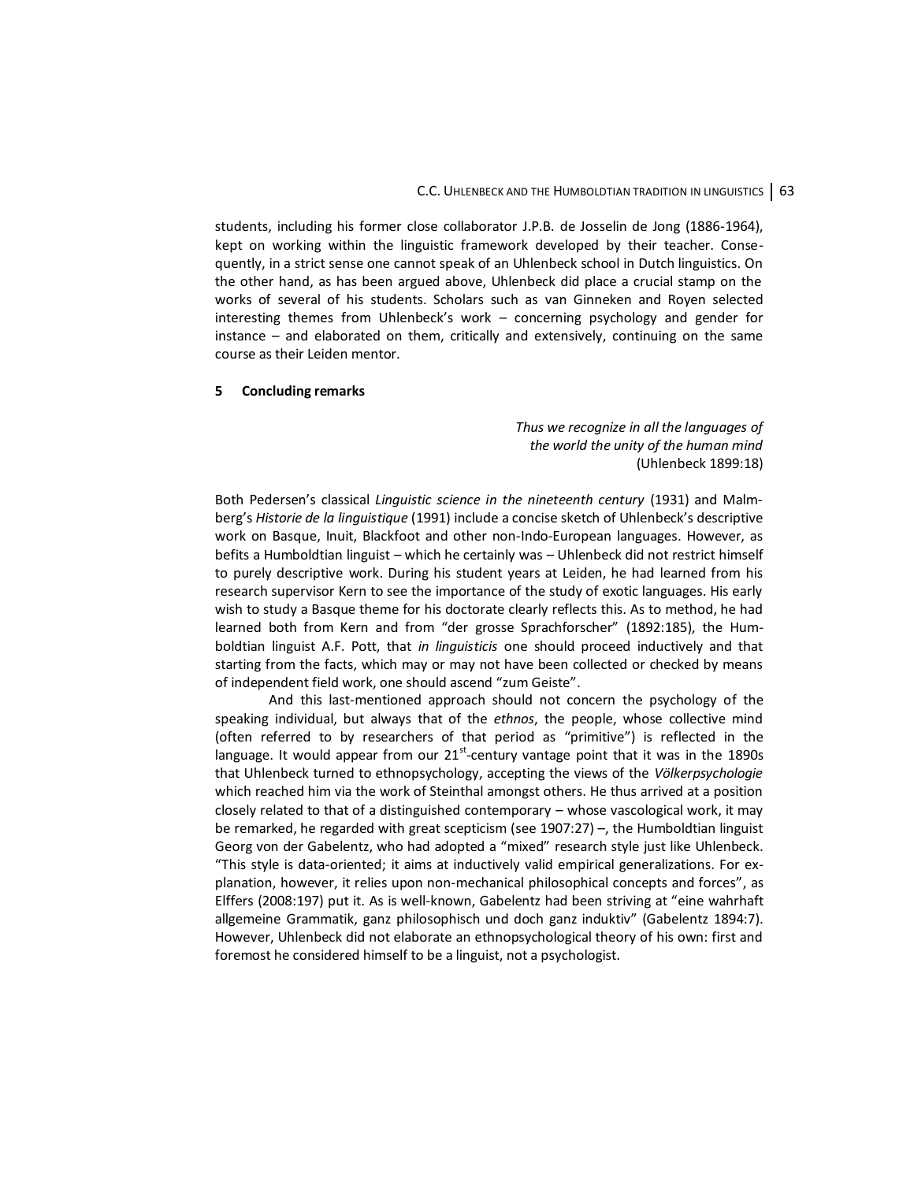students, including his former close collaborator J.P.B. de Josselin de Jong (1886-1964), kept on working within the linguistic framework developed by their teacher. Consequently, in a strict sense one cannot speak of an Uhlenbeck school in Dutch linguistics. On the other hand, as has been argued above, Uhlenbeck did place a crucial stamp on the works of several of his students. Scholars such as van Ginneken and Royen selected interesting themes from Uhlenbeck's work – concerning psychology and gender for instance – and elaborated on them, critically and extensively, continuing on the same course as their Leiden mentor.

## 5 Concluding remarks

> *Thus we recognize in all the languages of the world the unity of the human mind*
> (Uhlenbeck 1899:18)

Both Pedersen's classical *Linguistic science in the nineteenth century* (1931) and Malmberg's *Historie de la linguistique* (1991) include a concise sketch of Uhlenbeck's descriptive work on Basque, Inuit, Blackfoot and other non-Indo-European languages. However, as befits a Humboldtian linguist – which he certainly was – Uhlenbeck did not restrict himself to purely descriptive work. During his student years at Leiden, he had learned from his research supervisor Kern to see the importance of the study of exotic languages. His early wish to study a Basque theme for his doctorate clearly reflects this. As to method, he had learned both from Kern and from "der grosse Sprachforscher" (1892:185), the Humboldtian linguist A.F. Pott, that *in linguisticis* one should proceed inductively and that starting from the facts, which may or may not have been collected or checked by means of independent field work, one should ascend "zum Geiste".

And this last-mentioned approach should not concern the psychology of the speaking individual, but always that of the *ethnos*, the people, whose collective mind (often referred to by researchers of that period as "primitive") is reflected in the language. It would appear from our 21st-century vantage point that it was in the 1890s that Uhlenbeck turned to ethnopsychology, accepting the views of the *Völkerpsychologie* which reached him via the work of Steinthal amongst others. He thus arrived at a position closely related to that of a distinguished contemporary – whose vascological work, it may be remarked, he regarded with great scepticism (see 1907:27) –, the Humboldtian linguist Georg von der Gabelentz, who had adopted a "mixed" research style just like Uhlenbeck. "This style is data-oriented; it aims at inductively valid empirical generalizations. For explanation, however, it relies upon non-mechanical philosophical concepts and forces", as Elffers (2008:197) put it. As is well-known, Gabelentz had been striving at "eine wahrhaft allgemeine Grammatik, ganz philosophisch und doch ganz induktiv" (Gabelentz 1894:7). However, Uhlenbeck did not elaborate an ethnopsychological theory of his own: first and foremost he considered himself to be a linguist, not a psychologist.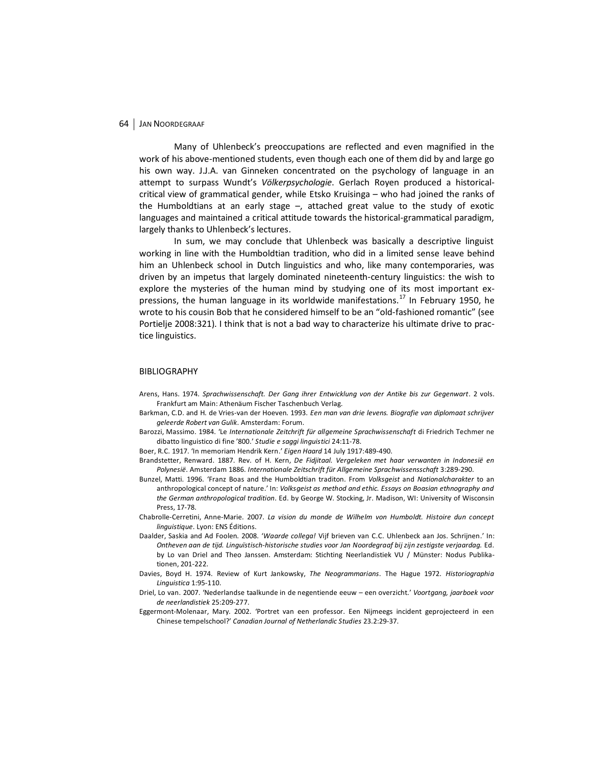Many of Uhlenbeck's preoccupations are reflected and even magnified in the work of his above-mentioned students, even though each one of them did by and large go his own way. J.J.A. van Ginneken concentrated on the psychology of language in an attempt to surpass Wundt's *Völkerpsychologie*. Gerlach Royen produced a historical-critical view of grammatical gender, while Etsko Kruisinga – who had joined the ranks of the Humboldtians at an early stage –, attached great value to the study of exotic languages and maintained a critical attitude towards the historical-grammatical paradigm, largely thanks to Uhlenbeck's lectures.

In sum, we may conclude that Uhlenbeck was basically a descriptive linguist working in line with the Humboldtian tradition, who did in a limited sense leave behind him an Uhlenbeck school in Dutch linguistics and who, like many contemporaries, was driven by an impetus that largely dominated nineteenth-century linguistics: the wish to explore the mysteries of the human mind by studying one of its most important expressions, the human language in its worldwide manifestations.[17] In February 1950, he wrote to his cousin Bob that he considered himself to be an "old-fashioned romantic" (see Portielje 2008:321). I think that is not a bad way to characterize his ultimate drive to practice linguistics.

## BIBLIOGRAPHY

Arens, Hans. 1974. *Sprachwissenschaft. Der Gang ihrer Entwicklung von der Antike bis zur Gegenwart*. 2 vols. Frankfurt am Main: Athenäum Fischer Taschenbuch Verlag.

Barkman, C.D. and H. de Vries-van der Hoeven. 1993. *Een man van drie levens. Biografie van diplomaat schrijver geleerde Robert van Gulik*. Amsterdam: Forum.

Barozzi, Massimo. 1984. 'Le *Internationale Zeitchrift für allgemeine Sprachwissenschaft* di Friedrich Techmer ne dibatto linguistico di fine '800.' *Studie e saggi linguistici* 24:11-78.

Boer, R.C. 1917. 'In memoriam Hendrik Kern.' *Eigen Haard* 14 July 1917:489-490.

Brandstetter, Renward. 1887. Rev. of H. Kern, *De Fidjitaal. Vergeleken met haar verwanten in Indonesië en Polynesië*. Amsterdam 1886. *Internationale Zeitschrift für Allgemeine Sprachwissensschaft* 3:289-290.

Bunzel, Matti. 1996. 'Franz Boas and the Humboldtian traditon. From *Volksgeist* and *Nationalcharakter* to an anthropological concept of nature.' In: *Volksgeist as method and ethic. Essays on Boasian ethnography and the German anthropological tradition*. Ed. by George W. Stocking, Jr. Madison, WI: University of Wisconsin Press, 17-78.

Chabrolle-Cerretini, Anne-Marie. 2007. *La vision du monde de Wilhelm von Humboldt. Histoire dun concept linguistique*. Lyon: ENS Éditions.

Daalder, Saskia and Ad Foolen. 2008. '*Waarde collega!* Vijf brieven van C.C. Uhlenbeck aan Jos. Schrijnen.' In: *Ontheven aan de tijd. Linguïstisch-historische studies voor Jan Noordegraaf bij zijn zestigste verjaardag.* Ed. by Lo van Driel and Theo Janssen. Amsterdam: Stichting Neerlandistiek VU / Münster: Nodus Publikationen, 201-222.

Davies, Boyd H. 1974. Review of Kurt Jankowsky, *The Neogrammarians*. The Hague 1972. *Historiographia Linguistica* 1:95-110.

Driel, Lo van. 2007. 'Nederlandse taalkunde in de negentiende eeuw – een overzicht.' *Voortgang, jaarboek voor de neerlandistiek* 25:209-277.

Eggermont-Molenaar, Mary. 2002. 'Portret van een professor. Een Nijmeegs incident geprojecteerd in een Chinese tempelschool?' *Canadian Journal of Netherlandic Studies* 23.2:29-37.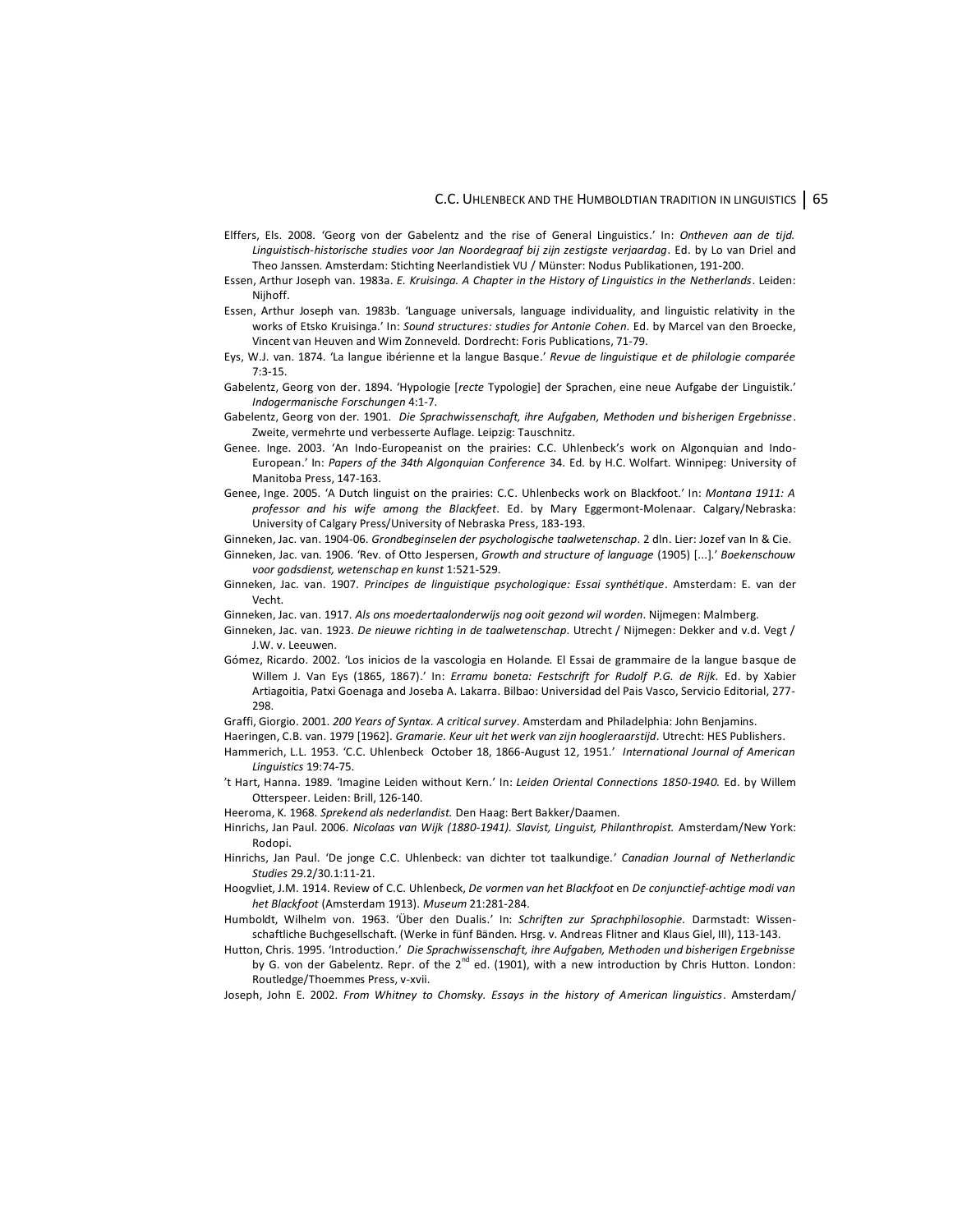Elffers, Els. 2008. 'Georg von der Gabelentz and the rise of General Linguistics.' In: *Ontheven aan de tijd. Linguistisch-historische studies voor Jan Noordegraaf bij zijn zestigste verjaardag*. Ed. by Lo van Driel and Theo Janssen. Amsterdam: Stichting Neerlandistiek VU / Münster: Nodus Publikationen, 191-200.

Essen, Arthur Joseph van. 1983a. *E. Kruisinga. A Chapter in the History of Linguistics in the Netherlands*. Leiden: Nijhoff.

Essen, Arthur Joseph van. 1983b. 'Language universals, language individuality, and linguistic relativity in the works of Etsko Kruisinga.' In: *Sound structures: studies for Antonie Cohen*. Ed. by Marcel van den Broecke, Vincent van Heuven and Wim Zonneveld. Dordrecht: Foris Publications, 71-79.

Eys, W.J. van. 1874. 'La langue ibérienne et la langue Basque.' *Revue de linguistique et de philologie comparée* 7:3-15.

Gabelentz, Georg von der. 1894. 'Hypologie [*recte* Typologie] der Sprachen, eine neue Aufgabe der Linguistik.' *Indogermanische Forschungen* 4:1-7.

Gabelentz, Georg von der. 1901. *Die Sprachwissenschaft, ihre Aufgaben, Methoden und bisherigen Ergebnisse*. Zweite, vermehrte und verbesserte Auflage. Leipzig: Tauschnitz.

Genee. Inge. 2003. 'An Indo-Europeanist on the prairies: C.C. Uhlenbeck's work on Algonquian and Indo-European.' In: *Papers of the 34th Algonquian Conference* 34. Ed. by H.C. Wolfart. Winnipeg: University of Manitoba Press, 147-163.

Genee, Inge. 2005. 'A Dutch linguist on the prairies: C.C. Uhlenbecks work on Blackfoot.' In: *Montana 1911: A professor and his wife among the Blackfeet*. Ed. by Mary Eggermont-Molenaar. Calgary/Nebraska: University of Calgary Press/University of Nebraska Press, 183-193.

Ginneken, Jac. van. 1904-06. *Grondbeginselen der psychologische taalwetenschap*. 2 dln. Lier: Jozef van In & Cie.

Ginneken, Jac. van. 1906. 'Rev. of Otto Jespersen, *Growth and structure of language* (1905) [...].' *Boekenschouw voor godsdienst, wetenschap en kunst* 1:521-529.

Ginneken, Jac. van. 1907. *Principes de linguistique psychologique: Essai synthétique*. Amsterdam: E. van der Vecht.

Ginneken, Jac. van. 1917. *Als ons moedertaalonderwijs nog ooit gezond wil worden*. Nijmegen: Malmberg.

Ginneken, Jac. van. 1923. *De nieuwe richting in de taalwetenschap*. Utrecht / Nijmegen: Dekker and v.d. Vegt / J.W. v. Leeuwen.

Gómez, Ricardo. 2002. 'Los inicios de la vascologia en Holande. El Essai de grammaire de la langue basque de Willem J. Van Eys (1865, 1867).' In: *Erramu boneta: Festschrift for Rudolf P.G. de Rijk*. Ed. by Xabier Artiagoitia, Patxi Goenaga and Joseba A. Lakarra. Bilbao: Universidad del Pais Vasco, Servicio Editorial, 277-298.

Graffi, Giorgio. 2001. *200 Years of Syntax. A critical survey*. Amsterdam and Philadelphia: John Benjamins.

Haeringen, C.B. van. 1979 [1962]. *Gramarie. Keur uit het werk van zijn hoogleraarstijd*. Utrecht: HES Publishers.

Hammerich, L.L. 1953. 'C.C. Uhlenbeck October 18, 1866-August 12, 1951.' *International Journal of American Linguistics* 19:74-75.

't Hart, Hanna. 1989. 'Imagine Leiden without Kern.' In: *Leiden Oriental Connections 1850-1940*. Ed. by Willem Otterspeer. Leiden: Brill, 126-140.

Heeroma, K. 1968. *Sprekend als nederlandist.* Den Haag: Bert Bakker/Daamen.

Hinrichs, Jan Paul. 2006. *Nicolaas van Wijk (1880-1941). Slavist, Linguist, Philanthropist.* Amsterdam/New York: Rodopi.

Hinrichs, Jan Paul. 'De jonge C.C. Uhlenbeck: van dichter tot taalkundige.' *Canadian Journal of Netherlandic Studies* 29.2/30.1:11-21.

Hoogvliet, J.M. 1914. Review of C.C. Uhlenbeck, *De vormen van het Blackfoot* en *De conjunctief-achtige modi van het Blackfoot* (Amsterdam 1913). *Museum* 21:281-284.

Humboldt, Wilhelm von. 1963. 'Über den Dualis.' In: *Schriften zur Sprachphilosophie.* Darmstadt: Wissenschaftliche Buchgesellschaft. (Werke in fünf Bänden. Hrsg. v. Andreas Flitner and Klaus Giel, III), 113-143.

Hutton, Chris. 1995. 'Introduction.' *Die Sprachwissenschaft, ihre Aufgaben, Methoden und bisherigen Ergebnisse* by G. von der Gabelentz. Repr. of the 2nd ed. (1901), with a new introduction by Chris Hutton. London: Routledge/Thoemmes Press, v-xvii.

Joseph, John E. 2002. *From Whitney to Chomsky. Essays in the history of American linguistics*. Amsterdam/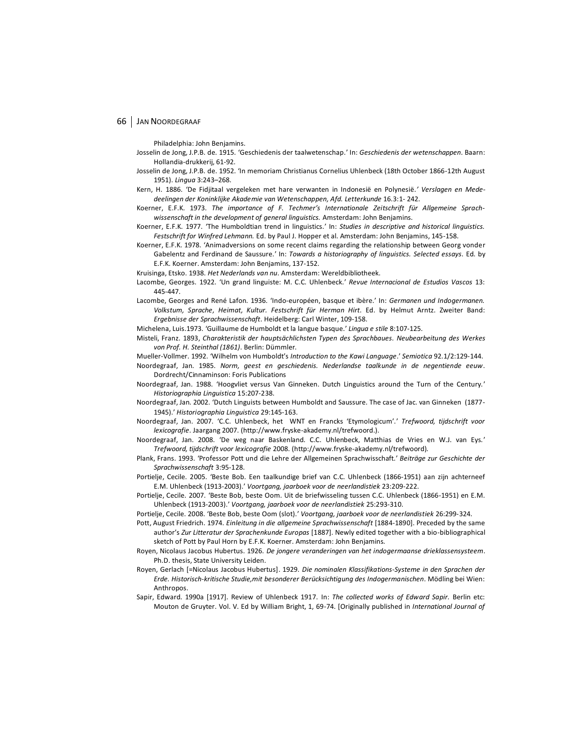Philadelphia: John Benjamins.

Josselin de Jong, J.P.B. de. 1915. 'Geschiedenis der taalwetenschap.' In: *Geschiedenis der wetenschappen*. Baarn: Hollandia-drukkerij, 61-92.

Josselin de Jong, J.P.B. de. 1952. 'In memoriam Christianus Cornelius Uhlenbeck (18th October 1866-12th August 1951). *Lingua* 3:243–268.

Kern, H. 1886. 'De Fidjitaal vergeleken met hare verwanten in Indonesië en Polynesië.' *Verslagen en Mededeelingen der Koninklijke Akademie van Wetenschappen, Afd. Letterkunde* 16.3:1- 242.

Koerner, E.F.K. 1973. *The importance of F. Techmer's Internationale Zeitschrift für Allgemeine Sprachwissenschaft in the development of general linguistics.* Amsterdam: John Benjamins.

Koerner, E.F.K. 1977. 'The Humboldtian trend in linguistics.' In: *Studies in descriptive and historical linguistics. Festschrift for Winfred Lehmann.* Ed. by Paul J. Hopper et al. Amsterdam: John Benjamins, 145-158.

Koerner, E.F.K. 1978. 'Animadversions on some recent claims regarding the relationship between Georg vonder Gabelentz and Ferdinand de Saussure.' In: *Towards a historiography of linguistics. Selected essays*. Ed. by E.F.K. Koerner. Amsterdam: John Benjamins, 137-152.

Kruisinga, Etsko. 1938. *Het Nederlands van nu*. Amsterdam: Wereldbibliotheek.

Lacombe, Georges. 1922. 'Un grand linguiste: M. C.C. Uhlenbeck.' *Revue Internacional de Estudios Vascos* 13: 445-447.

Lacombe, Georges and René Lafon. 1936. 'Indo-européen, basque et ibère.' In: *Germanen und Indogermanen. Volkstum, Sprache, Heimat, Kultur. Festschrift für Herman Hirt*. Ed. by Helmut Arntz. Zweiter Band: *Ergebnisse der Sprachwissenschaft*. Heidelberg: Carl Winter, 109-158.

Michelena, Luis.1973. 'Guillaume de Humboldt et la langue basque.' *Lingua e stile* 8:107-125.

Misteli, Franz. 1893, *Charakteristik der hauptsächlichsten Typen des Sprachbaues. Neubearbeitung des Werkes von Prof. H. Steinthal (1861)*. Berlin: Dümmler.

Mueller-Vollmer. 1992. 'Wilhelm von Humboldt's *Introduction to the Kawi Language*.' *Semiotica* 92.1/2:129-144.

Noordegraaf, Jan. 1985. *Norm, geest en geschiedenis. Nederlandse taalkunde in de negentiende eeuw*. Dordrecht/Cinnaminson: Foris Publications

Noordegraaf, Jan. 1988. 'Hoogvliet versus Van Ginneken. Dutch Linguistics around the Turn of the Century.' *Historiographia Linguistica* 15:207-238.

Noordegraaf, Jan. 2002. 'Dutch Linguists between Humboldt and Saussure. The case of Jac. van Ginneken (1877-1945).' *Historiographia Linguistica* 29:145-163.

Noordegraaf, Jan. 2007. 'C.C. Uhlenbeck, het WNT en Francks 'Etymologicum'.' *Trefwoord, tijdschrift voor lexicografie*. Jaargang 2007. (http://www.fryske-akademy.nl/trefwoord.).

Noordegraaf, Jan. 2008. 'De weg naar Baskenland. C.C. Uhlenbeck, Matthias de Vries en W.J. van Eys.' *Trefwoord, tijdschrift voor lexicografie* 2008. (http://www.fryske-akademy.nl/trefwoord).

Plank, Frans. 1993. 'Professor Pott und die Lehre der Allgemeinen Sprachwisschaft.' *Beiträge zur Geschichte der Sprachwissenschaft* 3:95-128.

Portielje, Cecile. 2005. 'Beste Bob. Een taalkundige brief van C.C. Uhlenbeck (1866-1951) aan zijn achterneef E.M. Uhlenbeck (1913-2003).' *Voortgang, jaarboek voor de neerlandistiek* 23:209-222.

Portielje, Cecile. 2007. 'Beste Bob, beste Oom. Uit de briefwisseling tussen C.C. Uhlenbeck (1866-1951) en E.M. Uhlenbeck (1913-2003).' *Voortgang, jaarboek voor de neerlandistiek* 25:293-310.

Portielje, Cecile. 2008. 'Beste Bob, beste Oom (slot).' *Voortgang, jaarboek voor de neerlandistiek* 26:299-324.

Pott, August Friedrich. 1974. *Einleitung in die allgemeine Sprachwissenschaft* [1884-1890]. Preceded by the same author's *Zur Litteratur der Sprachenkunde Europas* [1887]. Newly edited together with a bio-bibliographical sketch of Pott by Paul Horn by E.F.K. Koerner. Amsterdam: John Benjamins.

Royen, Nicolaus Jacobus Hubertus. 1926. *De jongere veranderingen van het indogermaanse drieklassensysteem*. Ph.D. thesis, State University Leiden.

Royen, Gerlach [=Nicolaus Jacobus Hubertus]. 1929. *Die nominalen Klassifikations-Systeme in den Sprachen der Erde. Historisch-kritische Studie,mit besonderer Berücksichtigung des Indogermanischen*. Mödling bei Wien: Anthropos.

Sapir, Edward. 1990a [1917]. Review of Uhlenbeck 1917. In: *The collected works of Edward Sapir.* Berlin etc: Mouton de Gruyter. Vol. V. Ed by William Bright, 1, 69-74. [Originally published in *International Journal of*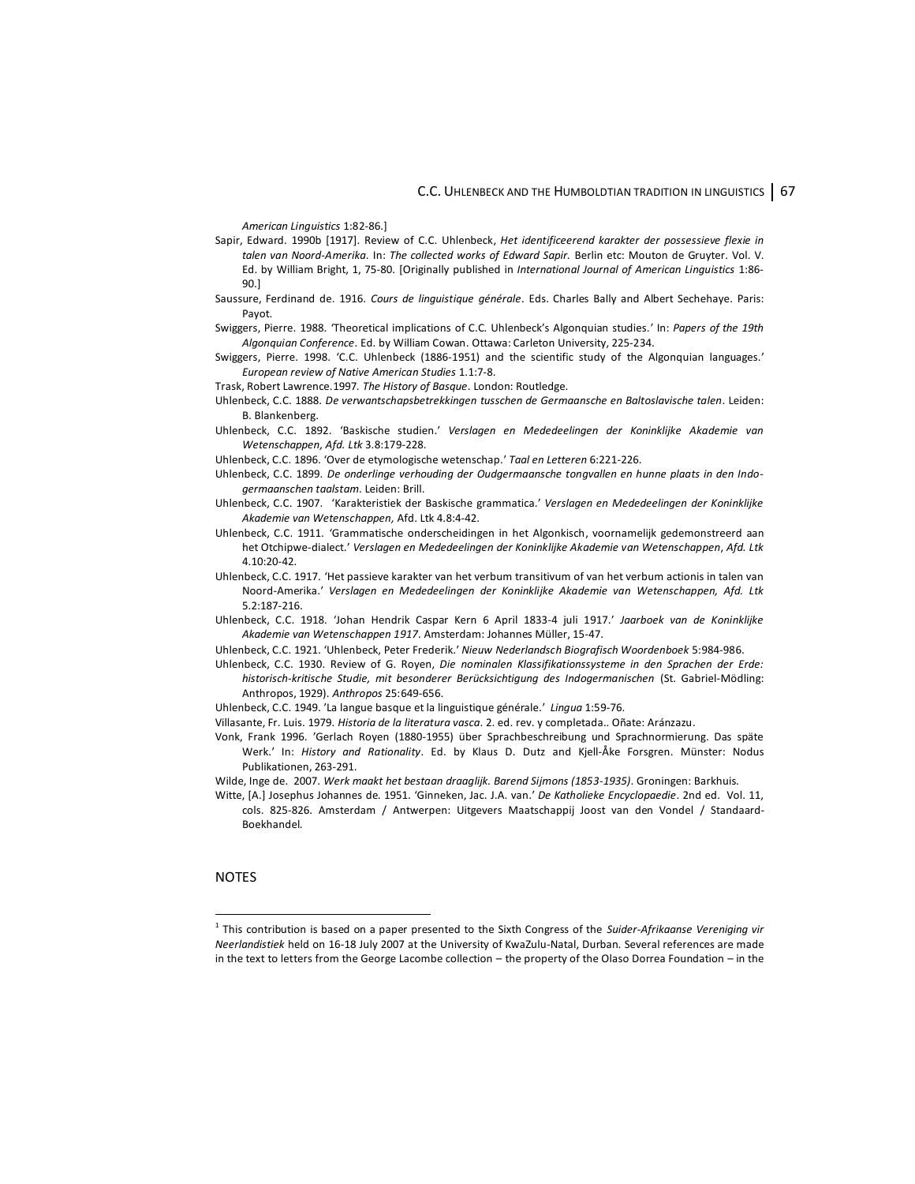*American Linguistics* 1:82-86.]

Sapir, Edward. 1990b [1917]. Review of C.C. Uhlenbeck, *Het identificeerend karakter der possessieve flexie in talen van Noord-Amerika*. In: *The collected works of Edward Sapir.* Berlin etc: Mouton de Gruyter. Vol. V. Ed. by William Bright, 1, 75-80. [Originally published in *International Journal of American Linguistics* 1:86-90.]

Saussure, Ferdinand de. 1916. *Cours de linguistique générale*. Eds. Charles Bally and Albert Sechehaye. Paris: Payot.

Swiggers, Pierre. 1988. 'Theoretical implications of C.C. Uhlenbeck's Algonquian studies.' In: *Papers of the 19th Algonquian Conference*. Ed. by William Cowan. Ottawa: Carleton University, 225-234.

Swiggers, Pierre. 1998. 'C.C. Uhlenbeck (1886-1951) and the scientific study of the Algonquian languages.' *European review of Native American Studies* 1.1:7-8.

Trask, Robert Lawrence.1997. *The History of Basque*. London: Routledge.

Uhlenbeck, C.C. 1888. *De verwantschapsbetrekkingen tusschen de Germaansche en Baltoslavische talen*. Leiden: B. Blankenberg.

Uhlenbeck, C.C. 1892. 'Baskische studien.' *Verslagen en Mededeelingen der Koninklijke Akademie van Wetenschappen, Afd. Ltk* 3.8:179-228.

Uhlenbeck, C.C. 1896. 'Over de etymologische wetenschap.' *Taal en Letteren* 6:221-226.

Uhlenbeck, C.C. 1899. *De onderlinge verhouding der Oudgermaansche tongvallen en hunne plaats in den Indo-germaanschen taalstam*. Leiden: Brill.

Uhlenbeck, C.C. 1907. 'Karakteristiek der Baskische grammatica.' *Verslagen en Mededeelingen der Koninklijke Akademie van Wetenschappen,* Afd. Ltk 4.8:4-42.

Uhlenbeck, C.C. 1911. 'Grammatische onderscheidingen in het Algonkisch, voornamelijk gedemonstreerd aan het Otchipwe-dialect.' *Verslagen en Mededeelingen der Koninklijke Akademie van Wetenschappen*, *Afd. Ltk* 4.10:20-42.

Uhlenbeck, C.C. 1917. 'Het passieve karakter van het verbum transitivum of van het verbum actionis in talen van Noord-Amerika.' *Verslagen en Mededeelingen der Koninklijke Akademie van Wetenschappen, Afd. Ltk* 5.2:187-216.

Uhlenbeck, C.C. 1918. 'Johan Hendrik Caspar Kern 6 April 1833-4 juli 1917.' *Jaarboek van de Koninklijke Akademie van Wetenschappen 1917*. Amsterdam: Johannes Müller, 15-47.

Uhlenbeck, C.C. 1921. 'Uhlenbeck, Peter Frederik.' *Nieuw Nederlandsch Biografisch Woordenboek* 5:984-986.

Uhlenbeck, C.C. 1930. Review of G. Royen, *Die nominalen Klassifikationssysteme in den Sprachen der Erde: historisch-kritische Studie, mit besonderer Berücksichtigung des Indogermanischen* (St. Gabriel-Mödling: Anthropos, 1929). *Anthropos* 25:649-656.

Uhlenbeck, C.C. 1949. 'La langue basque et la linguistique générale.' *Lingua* 1:59-76.

Villasante, Fr. Luis. 1979. *Historia de la literatura vasca*. 2. ed. rev. y completada.. Oñate: Aránzazu.

Vonk, Frank 1996. 'Gerlach Royen (1880-1955) über Sprachbeschreibung und Sprachnormierung. Das späte Werk.' In: *History and Rationality*. Ed. by Klaus D. Dutz and Kjell-Åke Forsgren. Münster: Nodus Publikationen, 263-291.

Wilde, Inge de. 2007. *Werk maakt het bestaan draaglijk. Barend Sijmons (1853-1935)*. Groningen: Barkhuis.

Witte, [A.] Josephus Johannes de. 1951. 'Ginneken, Jac. J.A. van.' *De Katholieke Encyclopaedie*. 2nd ed. Vol. 11, cols. 825-826. Amsterdam / Antwerpen: Uitgevers Maatschappij Joost van den Vondel / Standaard-Boekhandel.

## NOTES

[1] This contribution is based on a paper presented to the Sixth Congress of the *Suider-Afrikaanse Vereniging vir Neerlandistiek* held on 16-18 July 2007 at the University of KwaZulu-Natal, Durban. Several references are made in the text to letters from the George Lacombe collection – the property of the Olaso Dorrea Foundation – in the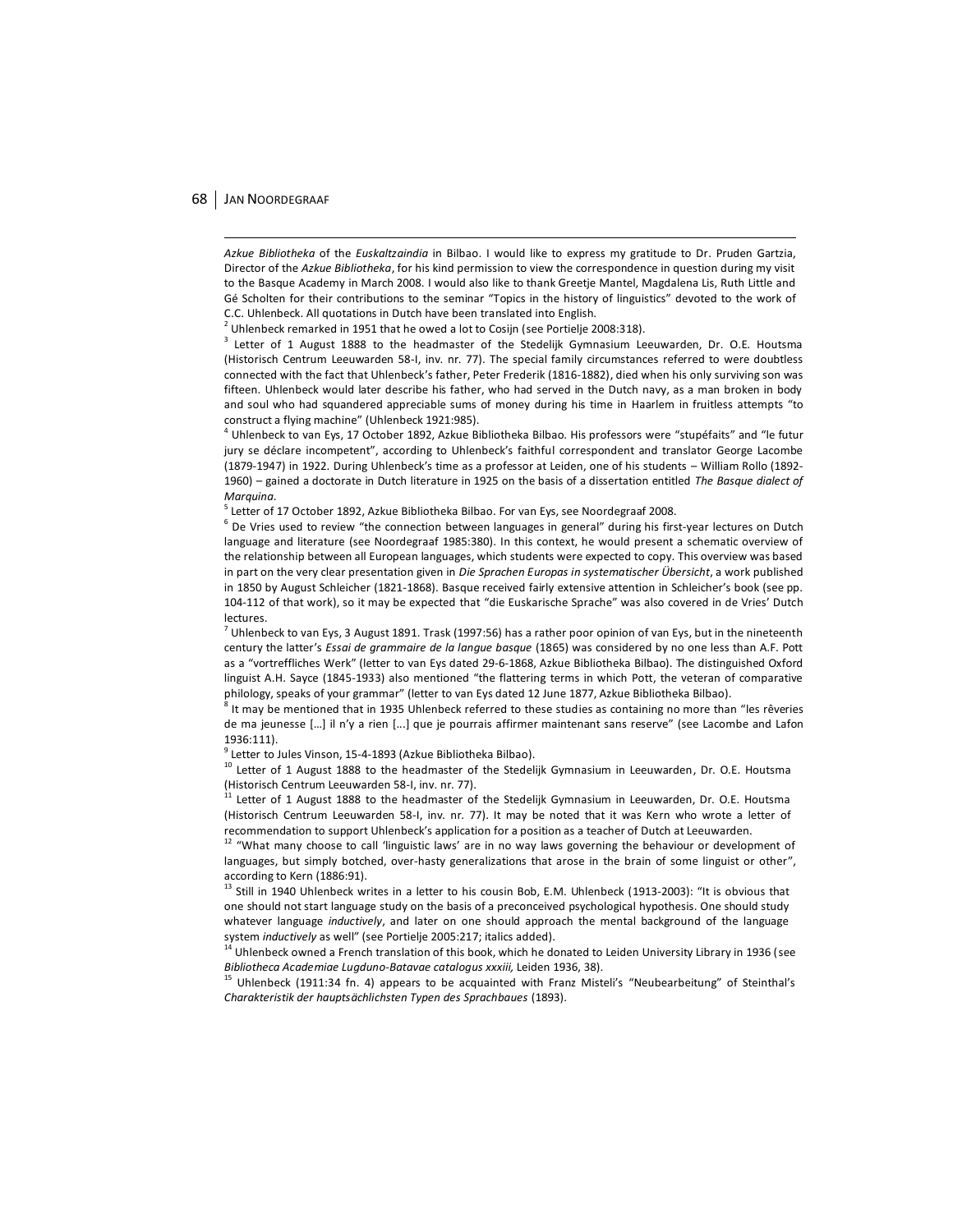*Azkue Bibliotheka* of the *Euskaltzaindia* in Bilbao. I would like to express my gratitude to Dr. Pruden Gartzia, Director of the *Azkue Bibliotheka*, for his kind permission to view the correspondence in question during my visit to the Basque Academy in March 2008. I would also like to thank Greetje Mantel, Magdalena Lis, Ruth Little and Gé Scholten for their contributions to the seminar "Topics in the history of linguistics" devoted to the work of C.C. Uhlenbeck. All quotations in Dutch have been translated into English.

[2] Uhlenbeck remarked in 1951 that he owed a lot to Cosijn (see Portielje 2008:318).

[3] Letter of 1 August 1888 to the headmaster of the Stedelijk Gymnasium Leeuwarden, Dr. O.E. Houtsma (Historisch Centrum Leeuwarden 58-I, inv. nr. 77). The special family circumstances referred to were doubtless connected with the fact that Uhlenbeck's father, Peter Frederik (1816-1882), died when his only surviving son was fifteen. Uhlenbeck would later describe his father, who had served in the Dutch navy, as a man broken in body and soul who had squandered appreciable sums of money during his time in Haarlem in fruitless attempts "to construct a flying machine" (Uhlenbeck 1921:985).

[4] Uhlenbeck to van Eys, 17 October 1892, Azkue Bibliotheka Bilbao. His professors were "stupéfaits" and "le futur jury se déclare incompetent", according to Uhlenbeck's faithful correspondent and translator George Lacombe (1879-1947) in 1922. During Uhlenbeck's time as a professor at Leiden, one of his students – William Rollo (1892-1960) – gained a doctorate in Dutch literature in 1925 on the basis of a dissertation entitled *The Basque dialect of Marquina*.

[5] Letter of 17 October 1892, Azkue Bibliotheka Bilbao. For van Eys, see Noordegraaf 2008.

[6] De Vries used to review "the connection between languages in general" during his first-year lectures on Dutch language and literature (see Noordegraaf 1985:380). In this context, he would present a schematic overview of the relationship between all European languages, which students were expected to copy. This overview was based in part on the very clear presentation given in *Die Sprachen Europas in systematischer Übersicht*, a work published in 1850 by August Schleicher (1821-1868). Basque received fairly extensive attention in Schleicher's book (see pp. 104-112 of that work), so it may be expected that "die Euskarische Sprache" was also covered in de Vries' Dutch lectures.

[7] Uhlenbeck to van Eys, 3 August 1891. Trask (1997:56) has a rather poor opinion of van Eys, but in the nineteenth century the latter's *Essai de grammaire de la langue basque* (1865) was considered by no one less than A.F. Pott as a "vortreffliches Werk" (letter to van Eys dated 29-6-1868, Azkue Bibliotheka Bilbao). The distinguished Oxford linguist A.H. Sayce (1845-1933) also mentioned "the flattering terms in which Pott, the veteran of comparative philology, speaks of your grammar" (letter to van Eys dated 12 June 1877, Azkue Bibliotheka Bilbao).

[8] It may be mentioned that in 1935 Uhlenbeck referred to these studies as containing no more than "les rêveries de ma jeunesse […] il n'y a rien […] que je pourrais affirmer maintenant sans reserve" (see Lacombe and Lafon 1936:111).

[9] Letter to Jules Vinson, 15-4-1893 (Azkue Bibliotheka Bilbao).

[10] Letter of 1 August 1888 to the headmaster of the Stedelijk Gymnasium in Leeuwarden, Dr. O.E. Houtsma (Historisch Centrum Leeuwarden 58-I, inv. nr. 77).

[11] Letter of 1 August 1888 to the headmaster of the Stedelijk Gymnasium in Leeuwarden, Dr. O.E. Houtsma (Historisch Centrum Leeuwarden 58-I, inv. nr. 77). It may be noted that it was Kern who wrote a letter of recommendation to support Uhlenbeck's application for a position as a teacher of Dutch at Leeuwarden.

[12] "What many choose to call 'linguistic laws' are in no way laws governing the behaviour or development of languages, but simply botched, over-hasty generalizations that arose in the brain of some linguist or other", according to Kern (1886:91).

[13] Still in 1940 Uhlenbeck writes in a letter to his cousin Bob, E.M. Uhlenbeck (1913-2003): "It is obvious that one should not start language study on the basis of a preconceived psychological hypothesis. One should study whatever language *inductively*, and later on one should approach the mental background of the language system *inductively* as well" (see Portielje 2005:217; italics added).

[14] Uhlenbeck owned a French translation of this book, which he donated to Leiden University Library in 1936 (see *Bibliotheca Academiae Lugduno-Batavae catalogus xxxiii,* Leiden 1936, 38).

[15] Uhlenbeck (1911:34 fn. 4) appears to be acquainted with Franz Misteli's "Neubearbeitung" of Steinthal's *Charakteristik der hauptsächlichsten Typen des Sprachbaues* (1893).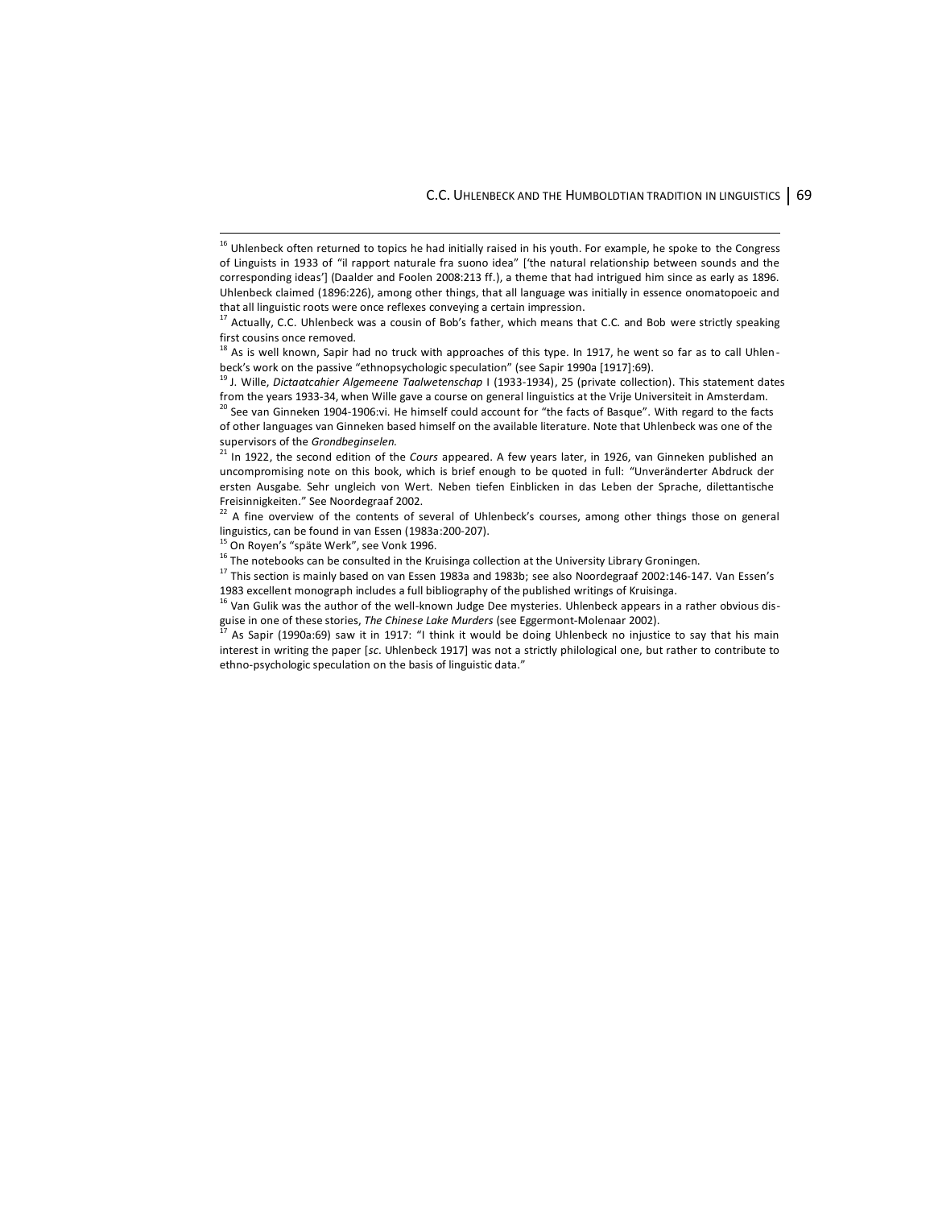[16] Uhlenbeck often returned to topics he had initially raised in his youth. For example, he spoke to the Congress of Linguists in 1933 of "il rapport naturale fra suono idea" ['the natural relationship between sounds and the corresponding ideas'] (Daalder and Foolen 2008:213 ff.), a theme that had intrigued him since as early as 1896. Uhlenbeck claimed (1896:226), among other things, that all language was initially in essence onomatopoeic and that all linguistic roots were once reflexes conveying a certain impression.

[17] Actually, C.C. Uhlenbeck was a cousin of Bob's father, which means that C.C. and Bob were strictly speaking first cousins once removed.

[18] As is well known, Sapir had no truck with approaches of this type. In 1917, he went so far as to call Uhlenbeck's work on the passive "ethnopsychologic speculation" (see Sapir 1990a [1917]:69).

[19] J. Wille, *Dictaatcahier Algemeene Taalwetenschap* I (1933-1934), 25 (private collection). This statement dates from the years 1933-34, when Wille gave a course on general linguistics at the Vrije Universiteit in Amsterdam.

[20] See van Ginneken 1904-1906:vi. He himself could account for "the facts of Basque". With regard to the facts of other languages van Ginneken based himself on the available literature. Note that Uhlenbeck was one of the supervisors of the *Grondbeginselen.*

[21] In 1922, the second edition of the *Cours* appeared. A few years later, in 1926, van Ginneken published an uncompromising note on this book, which is brief enough to be quoted in full: "Unveränderter Abdruck der ersten Ausgabe. Sehr ungleich von Wert. Neben tiefen Einblicken in das Leben der Sprache, dilettantische Freisinnigkeiten." See Noordegraaf 2002.

[22] A fine overview of the contents of several of Uhlenbeck's courses, among other things those on general linguistics, can be found in van Essen (1983a:200-207).

[15] On Royen's "späte Werk", see Vonk 1996.

[16] The notebooks can be consulted in the Kruisinga collection at the University Library Groningen.

[17] This section is mainly based on van Essen 1983a and 1983b; see also Noordegraaf 2002:146-147. Van Essen's 1983 excellent monograph includes a full bibliography of the published writings of Kruisinga.

[16] Van Gulik was the author of the well-known Judge Dee mysteries. Uhlenbeck appears in a rather obvious disguise in one of these stories, *The Chinese Lake Murders* (see Eggermont-Molenaar 2002).

[17] As Sapir (1990a:69) saw it in 1917: "I think it would be doing Uhlenbeck no injustice to say that his main interest in writing the paper [*sc*. Uhlenbeck 1917] was not a strictly philological one, but rather to contribute to ethno-psychologic speculation on the basis of linguistic data."